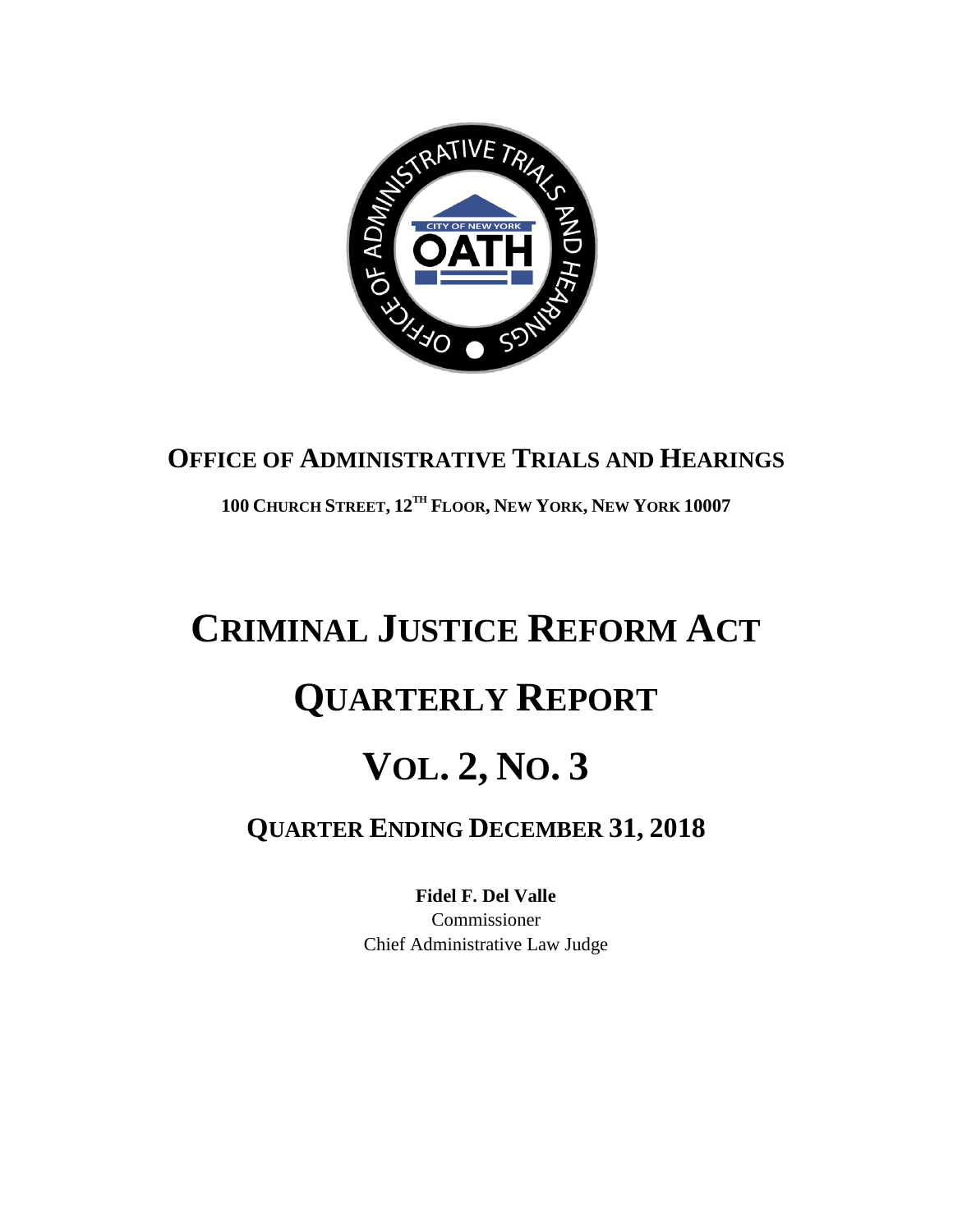# OFFICE OF ADMINISTRATIVE TRIALS AND HEARINGS

**100 CHURCH STREET, 12TH FLOOR, NEW YORK, NEW YORK 10007**

# CRIMINAL JUSTICE REFORM ACT

# QUARTERLY REPORT

# VOL. 2, NO. 3

## QUARTER ENDING DECEMBER 31, 2018

**Fidel F. Del Valle**
Commissioner
Chief Administrative Law Judge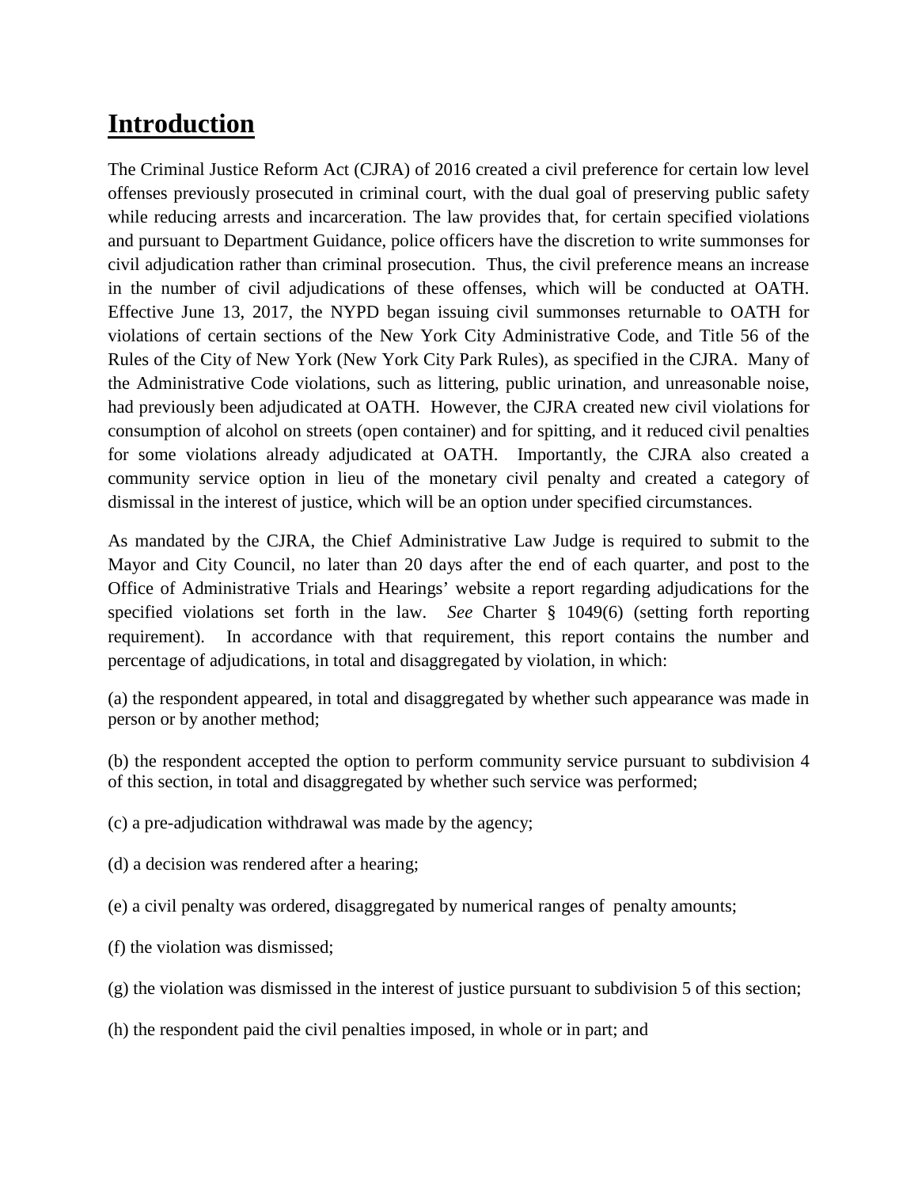# Introduction

The Criminal Justice Reform Act (CJRA) of 2016 created a civil preference for certain low level offenses previously prosecuted in criminal court, with the dual goal of preserving public safety while reducing arrests and incarceration. The law provides that, for certain specified violations and pursuant to Department Guidance, police officers have the discretion to write summonses for civil adjudication rather than criminal prosecution. Thus, the civil preference means an increase in the number of civil adjudications of these offenses, which will be conducted at OATH. Effective June 13, 2017, the NYPD began issuing civil summonses returnable to OATH for violations of certain sections of the New York City Administrative Code, and Title 56 of the Rules of the City of New York (New York City Park Rules), as specified in the CJRA. Many of the Administrative Code violations, such as littering, public urination, and unreasonable noise, had previously been adjudicated at OATH. However, the CJRA created new civil violations for consumption of alcohol on streets (open container) and for spitting, and it reduced civil penalties for some violations already adjudicated at OATH. Importantly, the CJRA also created a community service option in lieu of the monetary civil penalty and created a category of dismissal in the interest of justice, which will be an option under specified circumstances.

As mandated by the CJRA, the Chief Administrative Law Judge is required to submit to the Mayor and City Council, no later than 20 days after the end of each quarter, and post to the Office of Administrative Trials and Hearings' website a report regarding adjudications for the specified violations set forth in the law. *See* Charter § 1049(6) (setting forth reporting requirement). In accordance with that requirement, this report contains the number and percentage of adjudications, in total and disaggregated by violation, in which:

(a) the respondent appeared, in total and disaggregated by whether such appearance was made in person or by another method;

(b) the respondent accepted the option to perform community service pursuant to subdivision 4 of this section, in total and disaggregated by whether such service was performed;

(c) a pre-adjudication withdrawal was made by the agency;

(d) a decision was rendered after a hearing;

(e) a civil penalty was ordered, disaggregated by numerical ranges of penalty amounts;

(f) the violation was dismissed;

(g) the violation was dismissed in the interest of justice pursuant to subdivision 5 of this section;

(h) the respondent paid the civil penalties imposed, in whole or in part; and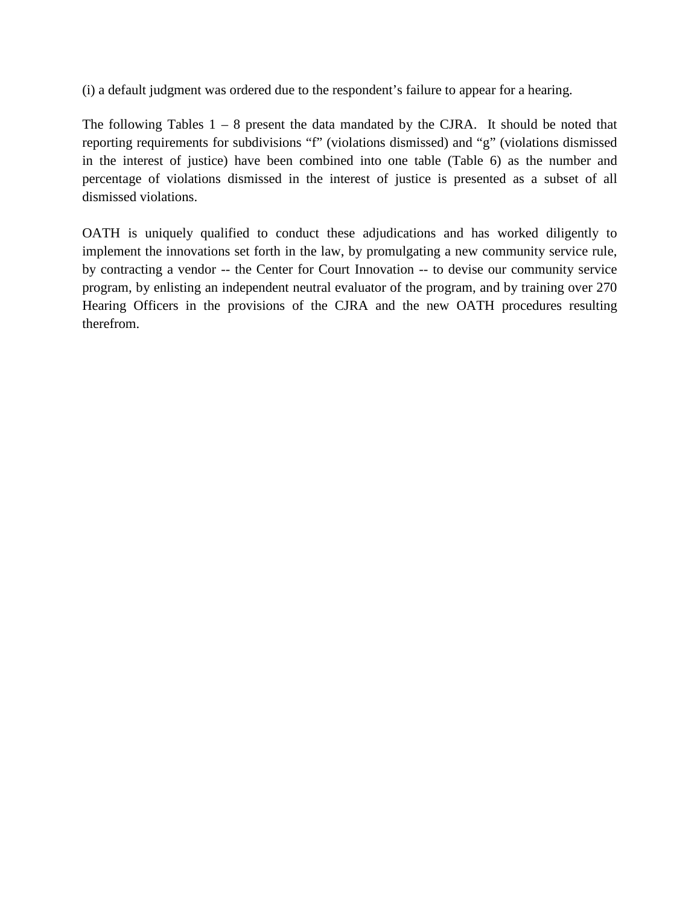(i) a default judgment was ordered due to the respondent's failure to appear for a hearing.

The following Tables 1 – 8 present the data mandated by the CJRA. It should be noted that reporting requirements for subdivisions "f" (violations dismissed) and "g" (violations dismissed in the interest of justice) have been combined into one table (Table 6) as the number and percentage of violations dismissed in the interest of justice is presented as a subset of all dismissed violations.

OATH is uniquely qualified to conduct these adjudications and has worked diligently to implement the innovations set forth in the law, by promulgating a new community service rule, by contracting a vendor -- the Center for Court Innovation -- to devise our community service program, by enlisting an independent neutral evaluator of the program, and by training over 270 Hearing Officers in the provisions of the CJRA and the new OATH procedures resulting therefrom.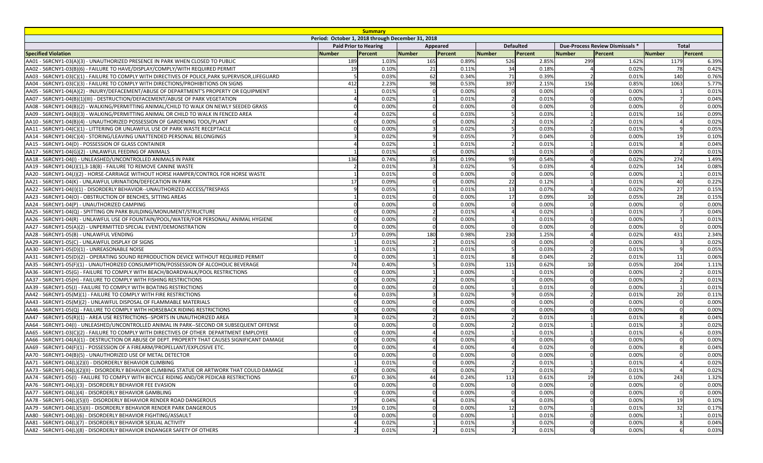| Summary | | | | | | | | | | |
|---|---|---|---|---|---|---|---|---|---|---|
| Period: October 1, 2018 through December 31, 2018 | | | | | | | | | | |
| | Paid Prior to Hearing | | Appeared | | Defaulted | | Due-Process Review Dismissals * | | Total | |
| Specified Violation | Number | Percent | Number | Percent | Number | Percent | Number | Percent | Number | Percent |
| AA01 - 56RCNY1-03(A)(3) - UNAUTHORIZED PRESENCE IN PARK WHEN CLOSED TO PUBLIC | 189 | 1.03% | 165 | 0.89% | 526 | 2.85% | 299 | 1.62% | 1179 | 6.39% |
| AA02 - 56RCNY1-03(B)(6) - FAILURE TO HAVE/DISPLAY/COMPLY/WITH REQUIRED PERMIT | 19 | 0.10% | 21 | 0.11% | 34 | 0.18% | 4 | 0.02% | 78 | 0.42% |
| AA03 - 56RCNY1-03(C)(1) - FAILURE TO COMPLY WITH DIRECTIVES OF POLICE,PARK SUPERVISOR,LIFEGUARD | 5 | 0.03% | 62 | 0.34% | 71 | 0.39% | 2 | 0.01% | 140 | 0.76% |
| AA04 - 56RCNY1-03(C)(3) - FAILURE TO COMPLY WITH DIRECTIONS/PROHIBITIONS ON SIGNS | 412 | 2.23% | 98 | 0.53% | 397 | 2.15% | 156 | 0.85% | 1063 | 5.77% |
| AA05 - 56RCNY1-04(A)(2) - INJURY/DEFACEMENT/ABUSE OF DEPARTMENT'S PROPERTY OR EQUIPMENT | 1 | 0.01% | 0 | 0.00% | 0 | 0.00% | 0 | 0.00% | 1 | 0.01% |
| AA07 - 56RCNY1-04(B)(1)(III) - DESTRUCTION/DEFACEMENT/ABUSE OF PARK VEGETATION | 4 | 0.02% | 1 | 0.01% | 2 | 0.01% | 0 | 0.00% | 7 | 0.04% |
| AA08 - 56RCNY1-04(B)(2) - WALKING/PERMITTING ANIMAL/CHILD TO WALK ON NEWLY SEEDED GRASS | 0 | 0.00% | 0 | 0.00% | 0 | 0.00% | 0 | 0.00% | 0 | 0.00% |
| AA09 - 56RCNY1-04(B)(3) - WALKING/PERMITTING ANIMAL OR CHILD TO WALK IN FENCED AREA | 4 | 0.02% | 6 | 0.03% | 5 | 0.03% | 1 | 0.01% | 16 | 0.09% |
| AA10 - 56RCNY1-04(B)(4) - UNAUTHORIZED POSSESSION OF GARDENING TOOL/PLANT | 0 | 0.00% | 0 | 0.00% | 2 | 0.01% | 2 | 0.01% | 4 | 0.02% |
| AA11 - 56RCNY1-04(C)(1) - LITTERING OR UNLAWFUL USE OF PARK WASTE RECEPTACLE | 0 | 0.00% | 3 | 0.02% | 5 | 0.03% | 1 | 0.01% | 9 | 0.05% |
| AA14 - 56RCNY1-04(C)(4) - STORING/LEAVING UNATTENDED PERSONAL BELONGINGS | 3 | 0.02% | 9 | 0.05% | 7 | 0.04% | 0 | 0.00% | 19 | 0.10% |
| AA15 - 56RCNY1-04(D) - POSSESSION OF GLASS CONTAINER | 4 | 0.02% | 1 | 0.01% | 2 | 0.01% | 1 | 0.01% | 8 | 0.04% |
| AA17 - 56RCNY1-04(G)(2) - UNLAWFUL FEEDING OF ANIMALS | 1 | 0.01% | 0 | 0.00% | 1 | 0.01% | 0 | 0.00% | 2 | 0.01% |
| AA18 - 56RCNY1-04(I) - UNLEASHED/UNCONTROLLED ANIMALS IN PARK | 136 | 0.74% | 35 | 0.19% | 99 | 0.54% | 4 | 0.02% | 274 | 1.49% |
| AA19 - 56RCNY1-04(J)(1),3-18(B) - FAILURE TO REMOVE CANINE WASTE | 2 | 0.01% | 3 | 0.02% | 5 | 0.03% | 4 | 0.02% | 14 | 0.08% |
| AA20 - 56RCNY1-04(J)(2) - HORSE-CARRIAGE WITHOUT HORSE HAMPER/CONTROL FOR HORSE WASTE | 1 | 0.01% | 0 | 0.00% | 0 | 0.00% | 0 | 0.00% | 1 | 0.01% |
| AA21 - 56RCNY1-04(K) - UNLAWFUL URINATION/DEFECATION IN PARK | 17 | 0.09% | 0 | 0.00% | 22 | 0.12% | 1 | 0.01% | 40 | 0.22% |
| AA22 - 56RCNY1-04(I)(1) - DISORDERLY BEHAVIOR--UNAUTHORIZED ACCESS/TRESPASS | 9 | 0.05% | 1 | 0.01% | 13 | 0.07% | 4 | 0.02% | 27 | 0.15% |
| AA23 - 56RCNY1-04(O) - OBSTRUCTION OF BENCHES, SITTING AREAS | 1 | 0.01% | 0 | 0.00% | 17 | 0.09% | 10 | 0.05% | 28 | 0.15% |
| AA24 - 56RCNY1-04(P) - UNAUTHORIZED CAMPING | 0 | 0.00% | 0 | 0.00% | 0 | 0.00% | 0 | 0.00% | 0 | 0.00% |
| AA25 - 56RCNY1-04(Q) - SPITTING ON PARK BUILDING/MONUMENT/STRUCTURE | 0 | 0.00% | 2 | 0.01% | 4 | 0.02% | 1 | 0.01% | 7 | 0.04% |
| AA26 - 56RCNY1-04(R) - UNLAWFUL USE OF FOUNTAIN/POOL/WATER/FOR PERSONAL/ ANIMAL HYGIENE | 0 | 0.00% | 0 | 0.00% | 1 | 0.01% | 0 | 0.00% | 1 | 0.01% |
| AA27 - 56RCNY1-05(A)(2) - UNPERMITTED SPECIAL EVENT/DEMONSTRATION | 0 | 0.00% | 0 | 0.00% | 0 | 0.00% | 0 | 0.00% | 0 | 0.00% |
| AA28 - 56RCNY1-05(B) - UNLAWFUL VENDING | 17 | 0.09% | 180 | 0.98% | 230 | 1.25% | 4 | 0.02% | 431 | 2.34% |
| AA29 - 56RCNY1-05(C) - UNLAWFUL DISPLAY OF SIGNS | 1 | 0.01% | 2 | 0.01% | 0 | 0.00% | 0 | 0.00% | 3 | 0.02% |
| AA30 - 56RCNY1-05(D)(1) - UNREASONABLE NOISE | 1 | 0.01% | 1 | 0.01% | 5 | 0.03% | 2 | 0.01% | 9 | 0.05% |
| AA31 - 56RCNY1-05(D)(2) - OPERATING SOUND REPRODUCTION DEVICE WITHOUT REQUIRED PERMIT | 0 | 0.00% | 1 | 0.01% | 8 | 0.04% | 2 | 0.01% | 11 | 0.06% |
| AA35 - 56RCNY1-05(F)(1) - UNAUTHORIZED CONSUMPTION/POSSESSION OF ALCOHOLIC BEVERAGE | 74 | 0.40% | 5 | 0.03% | 115 | 0.62% | 10 | 0.05% | 204 | 1.11% |
| AA36 - 56RCNY1-05(G) - FAILURE TO COMPLY WITH BEACH/BOARDWALK/POOL RESTRICTIONS | 0 | 0.00% | 1 | 0.00% | 1 | 0.01% | 0 | 0.00% | 2 | 0.01% |
| AA37 - 56RCNY1-05(H) - FAILURE TO COMPLY WITH FISHING RESTRICTIONS | 0 | 0.00% | 2 | 0.00% | 0 | 0.00% | 0 | 0.00% | 2 | 0.01% |
| AA39 - 56RCNY1-05(J) - FAILURE TO COMPLY WITH BOATING RESTRICTIONS | 0 | 0.00% | 0 | 0.00% | 1 | 0.01% | 0 | 0.00% | 1 | 0.01% |
| AA42 - 56RCNY1-05(M)(1) - FAILURE TO COMPLY WITH FIRE RESTRICTIONS | 6 | 0.03% | 3 | 0.02% | 9 | 0.05% | 2 | 0.01% | 20 | 0.11% |
| AA43 - 56RCNY1-05(M)(2) - UNLAWFUL DISPOSAL OF FLAMMABLE MATERIALS | 0 | 0.00% | 0 | 0.00% | 0 | 0.00% | 0 | 0.00% | 0 | 0.00% |
| AA46 - 56RCNY1-05(Q) - FAILURE TO COMPLY WITH HORSEBACK RIDING RESTRICTIONS | 0 | 0.00% | 0 | 0.00% | 0 | 0.00% | 0 | 0.00% | 0 | 0.00% |
| AA47 - 56RCNY1-05(R)(1) - AREA USE RESTRICTIONS--SPORTS IN UNAUTHORIZED AREA | 3 | 0.02% | 2 | 0.01% | 2 | 0.01% | 1 | 0.01% | 8 | 0.04% |
| AA64 - 56RCNY1-04(I) - UNLEASHED/UNCONTROLLED ANIMAL IN PARK--SECOND OR SUBSEQUENT OFFENSE | 0 | 0.00% | 0 | 0.00% | 2 | 0.01% | 1 | 0.01% | 3 | 0.02% |
| AA65 - 56RCNY1-03(C)(2) - FAILURE TO COMPLY WITH DIRECTIVES OF OTHER DEPARTMENT EMPLOYEE | 0 | 0.00% | 4 | 0.02% | 1 | 0.01% | 1 | 0.01% | 6 | 0.03% |
| AA66 - 56RCNY1-04(A)(1) - DESTRUCTION OR ABUSE OF DEPT. PROPERTY THAT CAUSES SIGNIFICANT DAMAGE | 0 | 0.00% | 0 | 0.00% | 0 | 0.00% | 0 | 0.00% | 0 | 0.00% |
| AA69 - 56RCNY1-04(F)(1) - POSSESSION OF A FIREARM/PROPELLANT/EXPLOSIVE ETC. | 0 | 0.00% | 4 | 0.00% | 4 | 0.02% | 0 | 0.00% | 8 | 0.04% |
| AA70 - 56RCNY1-04(B)(5) - UNAUTHORIZED USE OF METAL DETECTOR | 0 | 0.00% | 0 | 0.00% | 0 | 0.00% | 0 | 0.00% | 0 | 0.00% |
| AA71 - 56RCNY1-04(L)(2)(I) - DISORDERLY BEHAVIOR CLIMBING | 1 | 0.01% | 0 | 0.00% | 2 | 0.01% | 1 | 0.01% | 4 | 0.02% |
| AA73 - 56RCNY1-04(L)(2)(II) - DISORDERLY BEHAVIOR CLIMBING STATUE OR ARTWORK THAT COULD DAMAGE | 0 | 0.00% | 0 | 0.00% | 2 | 0.01% | 2 | 0.01% | 4 | 0.02% |
| AA74 - 56RCNY1-05(I) - FAILURE TO COMPLY WITH BICYCLE RIDING AND/OR PEDICAB RESTRICTIONS | 67 | 0.36% | 44 | 0.24% | 113 | 0.61% | 19 | 0.10% | 243 | 1.32% |
| AA76 - 56RCNY1-04(L)(3) - DISORDERLY BEHAVIOR FEE EVASION | 0 | 0.00% | 0 | 0.00% | 0 | 0.00% | 0 | 0.00% | 0 | 0.00% |
| AA77 - 56RCNY1-04(L)(4) - DISORDERLY BEHAVIOR GAMBLING | 0 | 0.00% | 0 | 0.00% | 0 | 0.00% | 0 | 0.00% | 0 | 0.00% |
| AA78 - 56RCNY1-04(L)(5)(I) - DISORDERLY BEHAVIOR RENDER ROAD DANGEROUS | 7 | 0.04% | 6 | 0.03% | 6 | 0.03% | 0 | 0.00% | 19 | 0.10% |
| AA79 - 56RCNY1-04(L)(5)(II) - DISORDERLY BEHAVIOR RENDER PARK DANGEROUS | 19 | 0.10% | 0 | 0.00% | 12 | 0.07% | 1 | 0.01% | 32 | 0.17% |
| AA80 - 56RCNY1-04(L)(6) - DISORDERLY BEHAVIOR FIGHTING/ASSAULT | 0 | 0.00% | 0 | 0.00% | 1 | 0.01% | 0 | 0.00% | 1 | 0.01% |
| AA81 - 56RCNY1-04(L)(7) - DISORDERLY BEHAVIOR SEXUAL ACTIVITY | 4 | 0.02% | 1 | 0.01% | 3 | 0.02% | 0 | 0.00% | 8 | 0.04% |
| AA82 - 56RCNY1-04(L)(8) - DISORDERLY BEHAVIOR ENDANGER SAFETY OF OTHERS | 2 | 0.01% | 2 | 0.01% | 2 | 0.01% | 0 | 0.00% | 6 | 0.03% |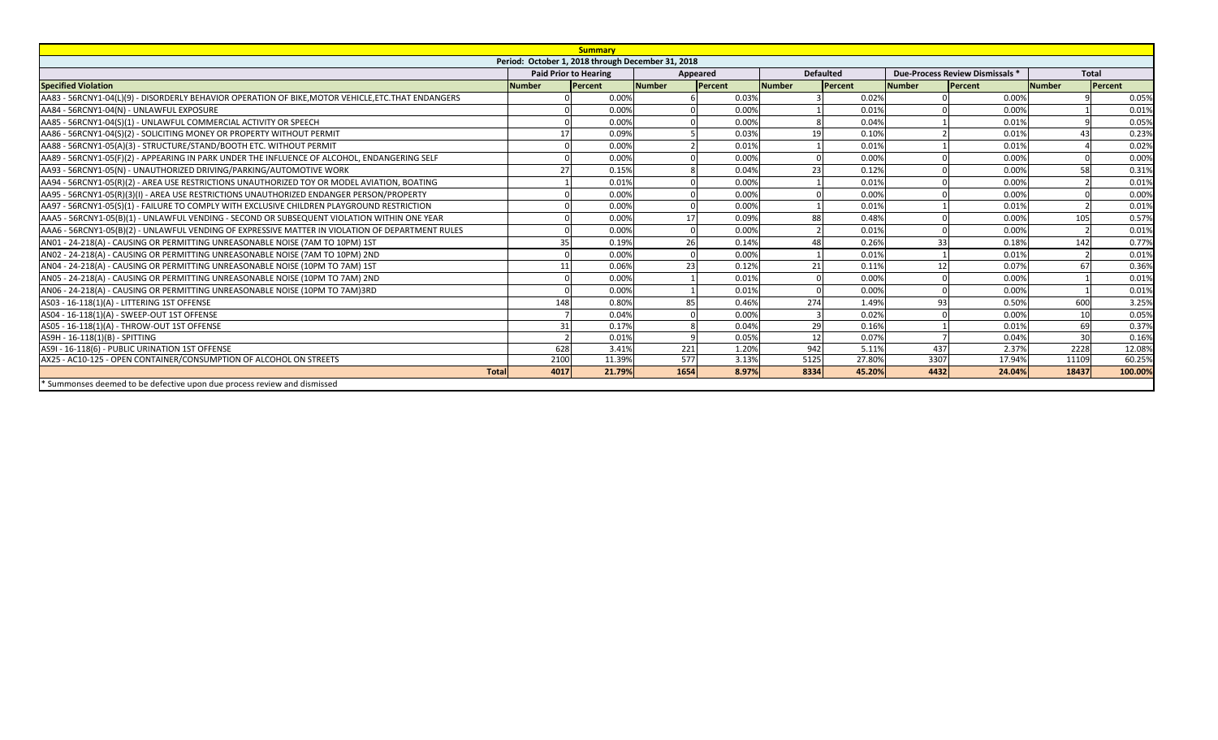| Summary | | | | | | | | | | |
|---|---|---|---|---|---|---|---|---|---|---|
| Period: October 1, 2018 through December 31, 2018 | | | | | | | | | | |
| | Paid Prior to Hearing | | Appeared | | Defaulted | | Due-Process Review Dismissals * | | Total | |
| **Specified Violation** | **Number** | **Percent** | **Number** | **Percent** | **Number** | **Percent** | **Number** | **Percent** | **Number** | **Percent** |
| AA83 - 56RCNY1-04(L)(9) - DISORDERLY BEHAVIOR OPERATION OF BIKE,MOTOR VEHICLE,ETC.THAT ENDANGERS | 0 | 0.00% | 6 | 0.03% | 3 | 0.02% | 0 | 0.00% | 9 | 0.05% |
| AA84 - 56RCNY1-04(N) - UNLAWFUL EXPOSURE | 0 | 0.00% | 0 | 0.00% | 1 | 0.01% | 0 | 0.00% | 1 | 0.01% |
| AA85 - 56RCNY1-04(S)(1) - UNLAWFUL COMMERCIAL ACTIVITY OR SPEECH | 0 | 0.00% | 0 | 0.00% | 8 | 0.04% | 1 | 0.01% | 9 | 0.05% |
| AA86 - 56RCNY1-04(S)(2) - SOLICITING MONEY OR PROPERTY WITHOUT PERMIT | 17 | 0.09% | 5 | 0.03% | 19 | 0.10% | 2 | 0.01% | 43 | 0.23% |
| AA88 - 56RCNY1-05(A)(3) - STRUCTURE/STAND/BOOTH ETC. WITHOUT PERMIT | 0 | 0.00% | 2 | 0.01% | 1 | 0.01% | 1 | 0.01% | 4 | 0.02% |
| AA89 - 56RCNY1-05(F)(2) - APPEARING IN PARK UNDER THE INFLUENCE OF ALCOHOL, ENDANGERING SELF | 0 | 0.00% | 0 | 0.00% | 0 | 0.00% | 0 | 0.00% | 0 | 0.00% |
| AA93 - 56RCNY1-05(N) - UNAUTHORIZED DRIVING/PARKING/AUTOMOTIVE WORK | 27 | 0.15% | 8 | 0.04% | 23 | 0.12% | 0 | 0.00% | 58 | 0.31% |
| AA94 - 56RCNY1-05(R)(2) - AREA USE RESTRICTIONS UNAUTHORIZED TOY OR MODEL AVIATION, BOATING | 1 | 0.01% | 0 | 0.00% | 1 | 0.01% | 0 | 0.00% | 2 | 0.01% |
| AA95 - 56RCNY1-05(R)(3)(I) - AREA USE RESTRICTIONS UNAUTHORIZED ENDANGER PERSON/PROPERTY | 0 | 0.00% | 0 | 0.00% | 0 | 0.00% | 0 | 0.00% | 0 | 0.00% |
| AA97 - 56RCNY1-05(S)(1) - FAILURE TO COMPLY WITH EXCLUSIVE CHILDREN PLAYGROUND RESTRICTION | 0 | 0.00% | 0 | 0.00% | 1 | 0.01% | 1 | 0.01% | 2 | 0.01% |
| AAA5 - 56RCNY1-05(B)(1) - UNLAWFUL VENDING - SECOND OR SUBSEQUENT VIOLATION WITHIN ONE YEAR | 0 | 0.00% | 17 | 0.09% | 88 | 0.48% | 0 | 0.00% | 105 | 0.57% |
| AAA6 - 56RCNY1-05(B)(2) - UNLAWFUL VENDING OF EXPRESSIVE MATTER IN VIOLATION OF DEPARTMENT RULES | 0 | 0.00% | 0 | 0.00% | 2 | 0.01% | 0 | 0.00% | 2 | 0.01% |
| AN01 - 24-218(A) - CAUSING OR PERMITTING UNREASONABLE NOISE (7AM TO 10PM) 1ST | 35 | 0.19% | 26 | 0.14% | 48 | 0.26% | 33 | 0.18% | 142 | 0.77% |
| AN02 - 24-218(A) - CAUSING OR PERMITTING UNREASONABLE NOISE (7AM TO 10PM) 2ND | 0 | 0.00% | 0 | 0.00% | 1 | 0.01% | 1 | 0.01% | 2 | 0.01% |
| AN04 - 24-218(A) - CAUSING OR PERMITTING UNREASONABLE NOISE (10PM TO 7AM) 1ST | 11 | 0.06% | 23 | 0.12% | 21 | 0.11% | 12 | 0.07% | 67 | 0.36% |
| AN05 - 24-218(A) - CAUSING OR PERMITTING UNREASONABLE NOISE (10PM TO 7AM) 2ND | 0 | 0.00% | 1 | 0.01% | 0 | 0.00% | 0 | 0.00% | 1 | 0.01% |
| AN06 - 24-218(A) - CAUSING OR PERMITTING UNREASONABLE NOISE (10PM TO 7AM)3RD | 0 | 0.00% | 1 | 0.01% | 0 | 0.00% | 0 | 0.00% | 1 | 0.01% |
| AS03 - 16-118(1)(A) - LITTERING 1ST OFFENSE | 148 | 0.80% | 85 | 0.46% | 274 | 1.49% | 93 | 0.50% | 600 | 3.25% |
| AS04 - 16-118(1)(A) - SWEEP-OUT 1ST OFFENSE | 7 | 0.04% | 0 | 0.00% | 3 | 0.02% | 0 | 0.00% | 10 | 0.05% |
| AS05 - 16-118(1)(A) - THROW-OUT 1ST OFFENSE | 31 | 0.17% | 8 | 0.04% | 29 | 0.16% | 1 | 0.01% | 69 | 0.37% |
| AS9H - 16-118(1)(B) - SPITTING | 2 | 0.01% | 9 | 0.05% | 12 | 0.07% | 7 | 0.04% | 30 | 0.16% |
| AS9I - 16-118(6) - PUBLIC URINATION 1ST OFFENSE | 628 | 3.41% | 221 | 1.20% | 942 | 5.11% | 437 | 2.37% | 2228 | 12.08% |
| AX25 - AC10-125 - OPEN CONTAINER/CONSUMPTION OF ALCOHOL ON STREETS | 2100 | 11.39% | 577 | 3.13% | 5125 | 27.80% | 3307 | 17.94% | 11109 | 60.25% |
| **Total** | **4017** | **21.79%** | **1654** | **8.97%** | **8334** | **45.20%** | **4432** | **24.04%** | **18437** | **100.00%** |

* Summonses deemed to be defective upon due process review and dismissed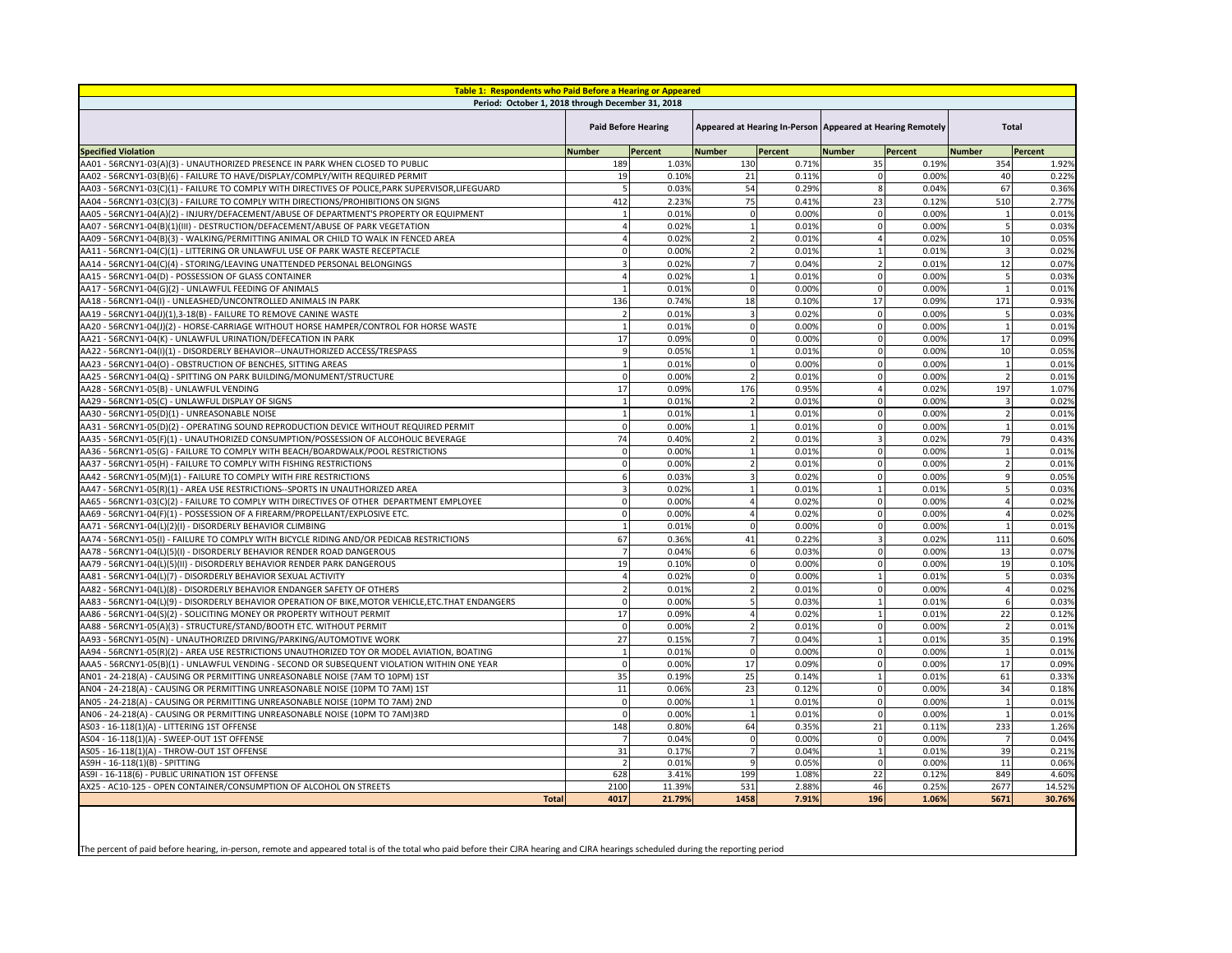| Table 1: Respondents who Paid Before a Hearing or Appeared | | | | | | | | |
|---|---|---|---|---|---|---|---|---|
| Period: October 1, 2018 through December 31, 2018 | | | | | | | | |
| | Paid Before Hearing | | Appeared at Hearing In-Person | | Appeared at Hearing Remotely | | Total | |
| Specified Violation | Number | Percent | Number | Percent | Number | Percent | Number | Percent |
| AA01 - 56RCNY1-03(A)(3) - UNAUTHORIZED PRESENCE IN PARK WHEN CLOSED TO PUBLIC | 189 | 1.03% | 130 | 0.71% | 35 | 0.19% | 354 | 1.92% |
| AA02 - 56RCNY1-03(B)(6) - FAILURE TO HAVE/DISPLAY/COMPLY/WITH REQUIRED PERMIT | 19 | 0.10% | 21 | 0.11% | 0 | 0.00% | 40 | 0.22% |
| AA03 - 56RCNY1-03(C)(1) - FAILURE TO COMPLY WITH DIRECTIVES OF POLICE,PARK SUPERVISOR,LIFEGUARD | 5 | 0.03% | 54 | 0.29% | 8 | 0.04% | 67 | 0.36% |
| AA04 - 56RCNY1-03(C)(3) - FAILURE TO COMPLY WITH DIRECTIONS/PROHIBITIONS ON SIGNS | 412 | 2.23% | 75 | 0.41% | 23 | 0.12% | 510 | 2.77% |
| AA05 - 56RCNY1-04(A)(2) - INJURY/DEFACEMENT/ABUSE OF DEPARTMENT'S PROPERTY OR EQUIPMENT | 1 | 0.01% | 0 | 0.00% | 0 | 0.00% | 1 | 0.01% |
| AA07 - 56RCNY1-04(B)(1)(III) - DESTRUCTION/DEFACEMENT/ABUSE OF PARK VEGETATION | 4 | 0.02% | 1 | 0.01% | 0 | 0.00% | 5 | 0.03% |
| AA09 - 56RCNY1-04(B)(3) - WALKING/PERMITTING ANIMAL OR CHILD TO WALK IN FENCED AREA | 4 | 0.02% | 2 | 0.01% | 4 | 0.02% | 10 | 0.05% |
| AA11 - 56RCNY1-04(C)(1) - LITTERING OR UNLAWFUL USE OF PARK WASTE RECEPTACLE | 0 | 0.00% | 2 | 0.01% | 1 | 0.01% | 3 | 0.02% |
| AA14 - 56RCNY1-04(C)(4) - STORING/LEAVING UNATTENDED PERSONAL BELONGINGS | 3 | 0.02% | 7 | 0.04% | 2 | 0.01% | 12 | 0.07% |
| AA15 - 56RCNY1-04(D) - POSSESSION OF GLASS CONTAINER | 4 | 0.02% | 1 | 0.01% | 0 | 0.00% | 5 | 0.03% |
| AA17 - 56RCNY1-04(G)(2) - UNLAWFUL FEEDING OF ANIMALS | 1 | 0.01% | 0 | 0.00% | 0 | 0.00% | 1 | 0.01% |
| AA18 - 56RCNY1-04(I) - UNLEASHED/UNCONTROLLED ANIMALS IN PARK | 136 | 0.74% | 18 | 0.10% | 17 | 0.09% | 171 | 0.93% |
| AA19 - 56RCNY1-04(J)(1),3-18(B) - FAILURE TO REMOVE CANINE WASTE | 2 | 0.01% | 3 | 0.02% | 0 | 0.00% | 5 | 0.03% |
| AA20 - 56RCNY1-04(J)(2) - HORSE-CARRIAGE WITHOUT HORSE HAMPER/CONTROL FOR HORSE WASTE | 1 | 0.01% | 0 | 0.00% | 0 | 0.00% | 1 | 0.01% |
| AA21 - 56RCNY1-04(K) - UNLAWFUL URINATION/DEFECATION IN PARK | 17 | 0.09% | 0 | 0.00% | 0 | 0.00% | 17 | 0.09% |
| AA22 - 56RCNY1-04(I)(1) - DISORDERLY BEHAVIOR--UNAUTHORIZED ACCESS/TRESPASS | 9 | 0.05% | 1 | 0.01% | 0 | 0.00% | 10 | 0.05% |
| AA23 - 56RCNY1-04(O) - OBSTRUCTION OF BENCHES, SITTING AREAS | 1 | 0.01% | 0 | 0.00% | 0 | 0.00% | 1 | 0.01% |
| AA25 - 56RCNY1-04(Q) - SPITTING ON PARK BUILDING/MONUMENT/STRUCTURE | 0 | 0.00% | 2 | 0.01% | 0 | 0.00% | 2 | 0.01% |
| AA28 - 56RCNY1-05(B) - UNLAWFUL VENDING | 17 | 0.09% | 176 | 0.95% | 4 | 0.02% | 197 | 1.07% |
| AA29 - 56RCNY1-05(C) - UNLAWFUL DISPLAY OF SIGNS | 1 | 0.01% | 2 | 0.01% | 0 | 0.00% | 3 | 0.02% |
| AA30 - 56RCNY1-05(D)(1) - UNREASONABLE NOISE | 1 | 0.01% | 1 | 0.01% | 0 | 0.00% | 2 | 0.01% |
| AA31 - 56RCNY1-05(D)(2) - OPERATING SOUND REPRODUCTION DEVICE WITHOUT REQUIRED PERMIT | 0 | 0.00% | 1 | 0.01% | 0 | 0.00% | 1 | 0.01% |
| AA35 - 56RCNY1-05(F)(1) - UNAUTHORIZED CONSUMPTION/POSSESSION OF ALCOHOLIC BEVERAGE | 74 | 0.40% | 2 | 0.01% | 3 | 0.02% | 79 | 0.43% |
| AA36 - 56RCNY1-05(G) - FAILURE TO COMPLY WITH BEACH/BOARDWALK/POOL RESTRICTIONS | 0 | 0.00% | 1 | 0.01% | 0 | 0.00% | 1 | 0.01% |
| AA37 - 56RCNY1-05(H) - FAILURE TO COMPLY WITH FISHING RESTRICTIONS | 0 | 0.00% | 2 | 0.01% | 0 | 0.00% | 2 | 0.01% |
| AA42 - 56RCNY1-05(M)(1) - FAILURE TO COMPLY WITH FIRE RESTRICTIONS | 6 | 0.03% | 3 | 0.02% | 0 | 0.00% | 9 | 0.05% |
| AA47 - 56RCNY1-05(R)(1) - AREA USE RESTRICTIONS--SPORTS IN UNAUTHORIZED AREA | 3 | 0.02% | 1 | 0.01% | 1 | 0.01% | 5 | 0.03% |
| AA65 - 56RCNY1-03(C)(2) - FAILURE TO COMPLY WITH DIRECTIVES OF OTHER DEPARTMENT EMPLOYEE | 0 | 0.00% | 4 | 0.02% | 0 | 0.00% | 4 | 0.02% |
| AA69 - 56RCNY1-04(F)(1) - POSSESSION OF A FIREARM/PROPELLANT/EXPLOSIVE ETC. | 0 | 0.00% | 4 | 0.02% | 0 | 0.00% | 4 | 0.02% |
| AA71 - 56RCNY1-04(L)(2)(I) - DISORDERLY BEHAVIOR CLIMBING | 1 | 0.01% | 0 | 0.00% | 0 | 0.00% | 1 | 0.01% |
| AA74 - 56RCNY1-05(I) - FAILURE TO COMPLY WITH BICYCLE RIDING AND/OR PEDICAB RESTRICTIONS | 67 | 0.36% | 41 | 0.22% | 3 | 0.02% | 111 | 0.60% |
| AA78 - 56RCNY1-04(L)(5)(I) - DISORDERLY BEHAVIOR RENDER ROAD DANGEROUS | 7 | 0.04% | 6 | 0.03% | 0 | 0.00% | 13 | 0.07% |
| AA79 - 56RCNY1-04(L)(5)(II) - DISORDERLY BEHAVIOR RENDER PARK DANGEROUS | 19 | 0.10% | 0 | 0.00% | 0 | 0.00% | 19 | 0.10% |
| AA81 - 56RCNY1-04(L)(7) - DISORDERLY BEHAVIOR SEXUAL ACTIVITY | 4 | 0.02% | 0 | 0.00% | 1 | 0.01% | 5 | 0.03% |
| AA82 - 56RCNY1-04(L)(8) - DISORDERLY BEHAVIOR ENDANGER SAFETY OF OTHERS | 2 | 0.01% | 2 | 0.01% | 0 | 0.00% | 4 | 0.02% |
| AA83 - 56RCNY1-04(L)(9) - DISORDERLY BEHAVIOR OPERATION OF BIKE,MOTOR VEHICLE,ETC.THAT ENDANGERS | 0 | 0.00% | 5 | 0.03% | 1 | 0.01% | 6 | 0.03% |
| AA86 - 56RCNY1-04(S)(2) - SOLICITING MONEY OR PROPERTY WITHOUT PERMIT | 17 | 0.09% | 4 | 0.02% | 1 | 0.01% | 22 | 0.12% |
| AA88 - 56RCNY1-05(A)(3) - STRUCTURE/STAND/BOOTH ETC. WITHOUT PERMIT | 0 | 0.00% | 2 | 0.01% | 0 | 0.00% | 2 | 0.01% |
| AA93 - 56RCNY1-05(N) - UNAUTHORIZED DRIVING/PARKING/AUTOMOTIVE WORK | 27 | 0.15% | 7 | 0.04% | 1 | 0.01% | 35 | 0.19% |
| AA94 - 56RCNY1-05(R)(2) - AREA USE RESTRICTIONS UNAUTHORIZED TOY OR MODEL AVIATION, BOATING | 1 | 0.01% | 0 | 0.00% | 0 | 0.00% | 1 | 0.01% |
| AAA5 - 56RCNY1-05(B)(1) - UNLAWFUL VENDING - SECOND OR SUBSEQUENT VIOLATION WITHIN ONE YEAR | 0 | 0.00% | 17 | 0.09% | 0 | 0.00% | 17 | 0.09% |
| AN01 - 24-218(A) - CAUSING OR PERMITTING UNREASONABLE NOISE (7AM TO 10PM) 1ST | 35 | 0.19% | 25 | 0.14% | 1 | 0.01% | 61 | 0.33% |
| AN04 - 24-218(A) - CAUSING OR PERMITTING UNREASONABLE NOISE (10PM TO 7AM) 1ST | 11 | 0.06% | 23 | 0.12% | 0 | 0.00% | 34 | 0.18% |
| AN05 - 24-218(A) - CAUSING OR PERMITTING UNREASONABLE NOISE (10PM TO 7AM) 2ND | 0 | 0.00% | 1 | 0.01% | 0 | 0.00% | 1 | 0.01% |
| AN06 - 24-218(A) - CAUSING OR PERMITTING UNREASONABLE NOISE (10PM TO 7AM)3RD | 0 | 0.00% | 1 | 0.01% | 0 | 0.00% | 1 | 0.01% |
| AS03 - 16-118(1)(A) - LITTERING 1ST OFFENSE | 148 | 0.80% | 64 | 0.35% | 21 | 0.11% | 233 | 1.26% |
| AS04 - 16-118(1)(A) - SWEEP-OUT 1ST OFFENSE | 7 | 0.04% | 0 | 0.00% | 0 | 0.00% | 7 | 0.04% |
| AS05 - 16-118(1)(A) - THROW-OUT 1ST OFFENSE | 31 | 0.17% | 7 | 0.04% | 1 | 0.01% | 39 | 0.21% |
| AS9H - 16-118(1)(B) - SPITTING | 2 | 0.01% | 9 | 0.05% | 0 | 0.00% | 11 | 0.06% |
| AS9I - 16-118(6) - PUBLIC URINATION 1ST OFFENSE | 628 | 3.41% | 199 | 1.08% | 22 | 0.12% | 849 | 4.60% |
| AX25 - AC10-125 - OPEN CONTAINER/CONSUMPTION OF ALCOHOL ON STREETS | 2100 | 11.39% | 531 | 2.88% | 46 | 0.25% | 2677 | 14.52% |
| **Total** | **4017** | **21.79%** | **1458** | **7.91%** | **196** | **1.06%** | **5671** | **30.76%** |

The percent of paid before hearing, in-person, remote and appeared total is of the total who paid before their CJRA hearing and CJRA hearings scheduled during the reporting period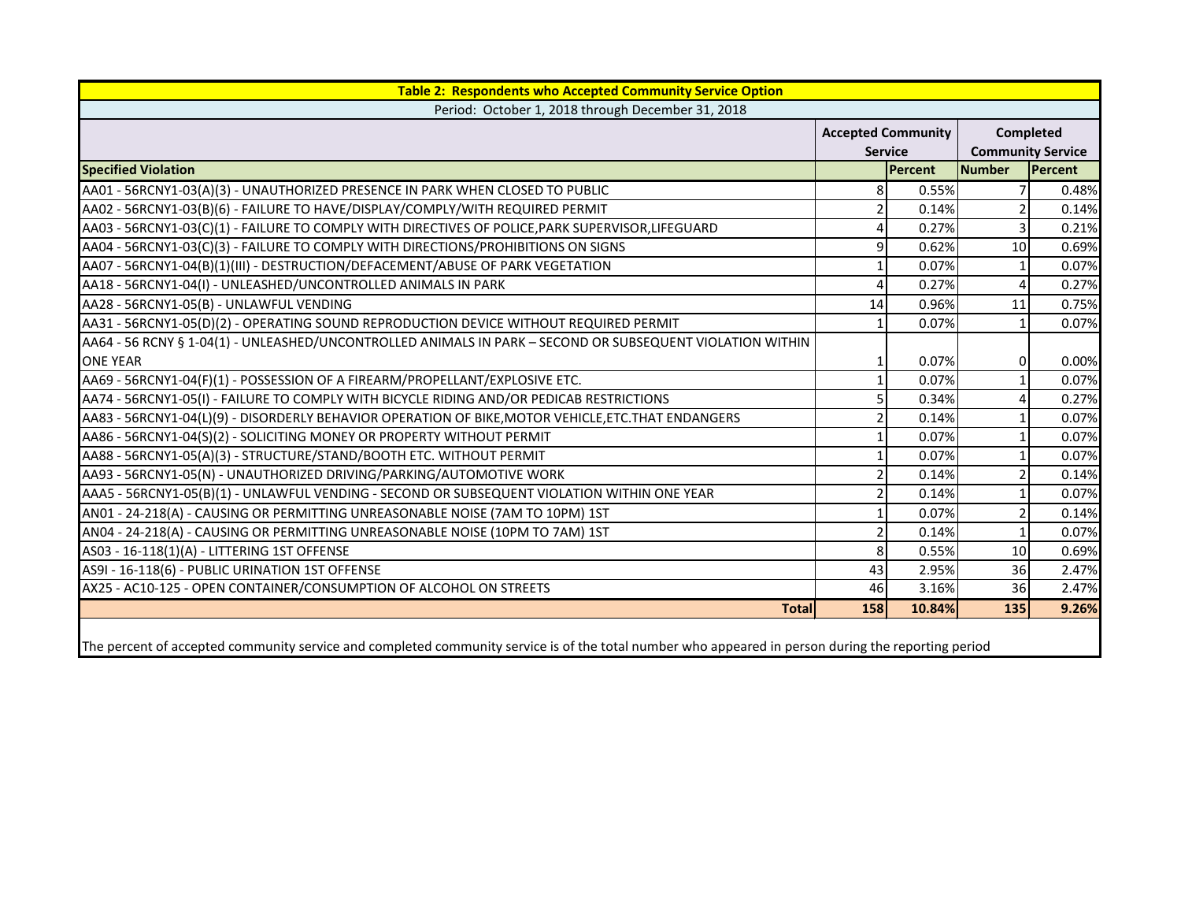| Table 2: Respondents who Accepted Community Service Option | | | | |
|---|---|---|---|---|
| Period: October 1, 2018 through December 31, 2018 | | | | |
| | Accepted Community Service | | Completed Community Service | |
| Specified Violation | | Percent | Number | Percent |
| AA01 - 56RCNY1-03(A)(3) - UNAUTHORIZED PRESENCE IN PARK WHEN CLOSED TO PUBLIC | 8 | 0.55% | 7 | 0.48% |
| AA02 - 56RCNY1-03(B)(6) - FAILURE TO HAVE/DISPLAY/COMPLY/WITH REQUIRED PERMIT | 2 | 0.14% | 2 | 0.14% |
| AA03 - 56RCNY1-03(C)(1) - FAILURE TO COMPLY WITH DIRECTIVES OF POLICE,PARK SUPERVISOR,LIFEGUARD | 4 | 0.27% | 3 | 0.21% |
| AA04 - 56RCNY1-03(C)(3) - FAILURE TO COMPLY WITH DIRECTIONS/PROHIBITIONS ON SIGNS | 9 | 0.62% | 10 | 0.69% |
| AA07 - 56RCNY1-04(B)(1)(III) - DESTRUCTION/DEFACEMENT/ABUSE OF PARK VEGETATION | 1 | 0.07% | 1 | 0.07% |
| AA18 - 56RCNY1-04(I) - UNLEASHED/UNCONTROLLED ANIMALS IN PARK | 4 | 0.27% | 4 | 0.27% |
| AA28 - 56RCNY1-05(B) - UNLAWFUL VENDING | 14 | 0.96% | 11 | 0.75% |
| AA31 - 56RCNY1-05(D)(2) - OPERATING SOUND REPRODUCTION DEVICE WITHOUT REQUIRED PERMIT | 1 | 0.07% | 1 | 0.07% |
| AA64 - 56 RCNY § 1-04(1) - UNLEASHED/UNCONTROLLED ANIMALS IN PARK – SECOND OR SUBSEQUENT VIOLATION WITHIN ONE YEAR | 1 | 0.07% | 0 | 0.00% |
| AA69 - 56RCNY1-04(F)(1) - POSSESSION OF A FIREARM/PROPELLANT/EXPLOSIVE ETC. | 1 | 0.07% | 1 | 0.07% |
| AA74 - 56RCNY1-05(I) - FAILURE TO COMPLY WITH BICYCLE RIDING AND/OR PEDICAB RESTRICTIONS | 5 | 0.34% | 4 | 0.27% |
| AA83 - 56RCNY1-04(L)(9) - DISORDERLY BEHAVIOR OPERATION OF BIKE,MOTOR VEHICLE,ETC.THAT ENDANGERS | 2 | 0.14% | 1 | 0.07% |
| AA86 - 56RCNY1-04(S)(2) - SOLICITING MONEY OR PROPERTY WITHOUT PERMIT | 1 | 0.07% | 1 | 0.07% |
| AA88 - 56RCNY1-05(A)(3) - STRUCTURE/STAND/BOOTH ETC. WITHOUT PERMIT | 1 | 0.07% | 1 | 0.07% |
| AA93 - 56RCNY1-05(N) - UNAUTHORIZED DRIVING/PARKING/AUTOMOTIVE WORK | 2 | 0.14% | 2 | 0.14% |
| AAA5 - 56RCNY1-05(B)(1) - UNLAWFUL VENDING - SECOND OR SUBSEQUENT VIOLATION WITHIN ONE YEAR | 2 | 0.14% | 1 | 0.07% |
| AN01 - 24-218(A) - CAUSING OR PERMITTING UNREASONABLE NOISE (7AM TO 10PM) 1ST | 1 | 0.07% | 2 | 0.14% |
| AN04 - 24-218(A) - CAUSING OR PERMITTING UNREASONABLE NOISE (10PM TO 7AM) 1ST | 2 | 0.14% | 1 | 0.07% |
| AS03 - 16-118(1)(A) - LITTERING 1ST OFFENSE | 8 | 0.55% | 10 | 0.69% |
| AS9I - 16-118(6) - PUBLIC URINATION 1ST OFFENSE | 43 | 2.95% | 36 | 2.47% |
| AX25 - AC10-125 - OPEN CONTAINER/CONSUMPTION OF ALCOHOL ON STREETS | 46 | 3.16% | 36 | 2.47% |
| **Total** | **158** | **10.84%** | **135** | **9.26%** |

The percent of accepted community service and completed community service is of the total number who appeared in person during the reporting period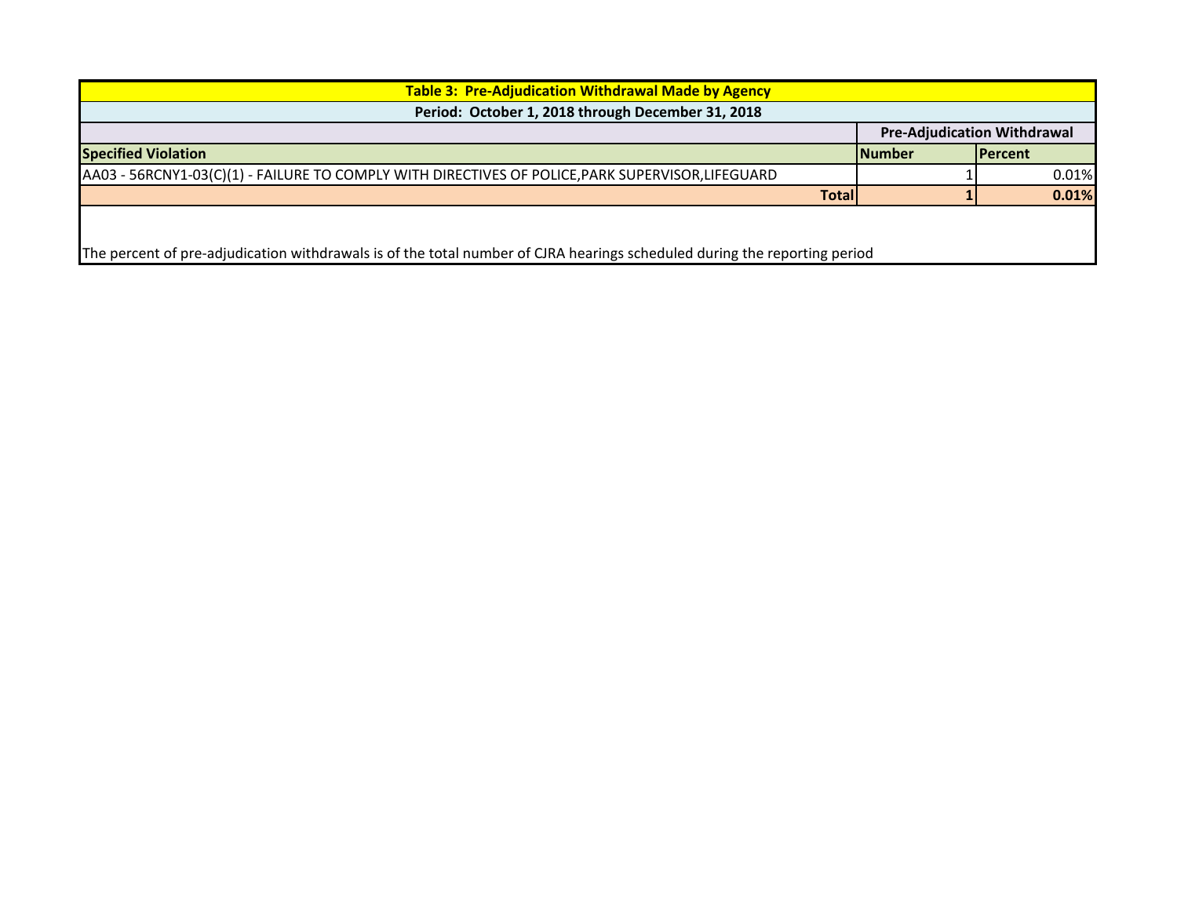| Table 3: Pre-Adjudication Withdrawal Made by Agency | | |
|---|---|---|
| Period: October 1, 2018 through December 31, 2018 | | |
| | Pre-Adjudication Withdrawal | |
| **Specified Violation** | **Number** | **Percent** |
| AA03 - 56RCNY1-03(C)(1) - FAILURE TO COMPLY WITH DIRECTIVES OF POLICE,PARK SUPERVISOR,LIFEGUARD | 1 | 0.01% |
| **Total** | **1** | **0.01%** |

The percent of pre-adjudication withdrawals is of the total number of CJRA hearings scheduled during the reporting period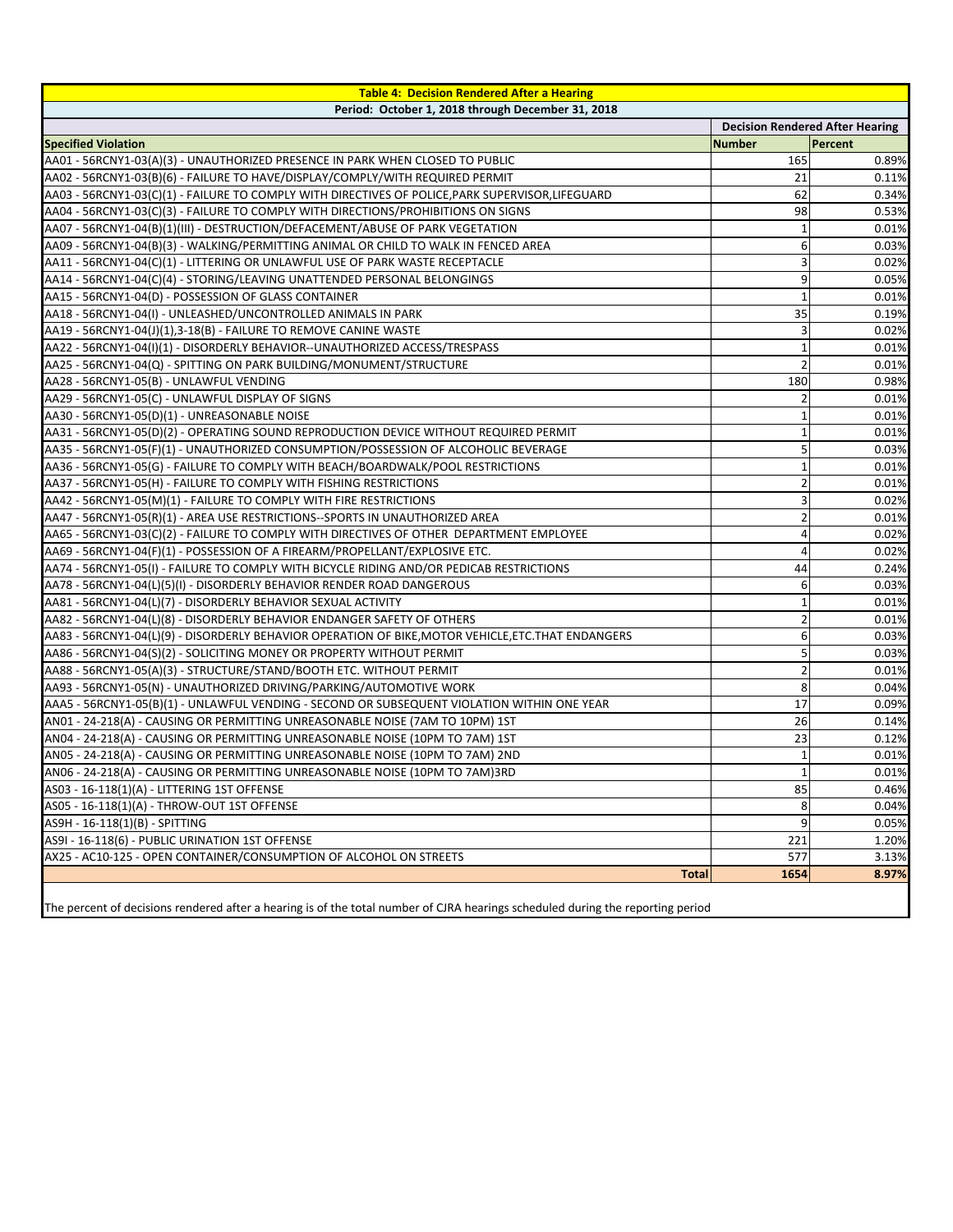| Table 4: Decision Rendered After a Hearing | | |
|---|---|---|
| Period: October 1, 2018 through December 31, 2018 | | |
| | Decision Rendered After Hearing | |
| Specified Violation | Number | Percent |
| AA01 - 56RCNY1-03(A)(3) - UNAUTHORIZED PRESENCE IN PARK WHEN CLOSED TO PUBLIC | 165 | 0.89% |
| AA02 - 56RCNY1-03(B)(6) - FAILURE TO HAVE/DISPLAY/COMPLY/WITH REQUIRED PERMIT | 21 | 0.11% |
| AA03 - 56RCNY1-03(C)(1) - FAILURE TO COMPLY WITH DIRECTIVES OF POLICE,PARK SUPERVISOR,LIFEGUARD | 62 | 0.34% |
| AA04 - 56RCNY1-03(C)(3) - FAILURE TO COMPLY WITH DIRECTIONS/PROHIBITIONS ON SIGNS | 98 | 0.53% |
| AA07 - 56RCNY1-04(B)(1)(III) - DESTRUCTION/DEFACEMENT/ABUSE OF PARK VEGETATION | 1 | 0.01% |
| AA09 - 56RCNY1-04(B)(3) - WALKING/PERMITTING ANIMAL OR CHILD TO WALK IN FENCED AREA | 6 | 0.03% |
| AA11 - 56RCNY1-04(C)(1) - LITTERING OR UNLAWFUL USE OF PARK WASTE RECEPTACLE | 3 | 0.02% |
| AA14 - 56RCNY1-04(C)(4) - STORING/LEAVING UNATTENDED PERSONAL BELONGINGS | 9 | 0.05% |
| AA15 - 56RCNY1-04(D) - POSSESSION OF GLASS CONTAINER | 1 | 0.01% |
| AA18 - 56RCNY1-04(I) - UNLEASHED/UNCONTROLLED ANIMALS IN PARK | 35 | 0.19% |
| AA19 - 56RCNY1-04(J)(1),3-18(B) - FAILURE TO REMOVE CANINE WASTE | 3 | 0.02% |
| AA22 - 56RCNY1-04(I)(1) - DISORDERLY BEHAVIOR--UNAUTHORIZED ACCESS/TRESPASS | 1 | 0.01% |
| AA25 - 56RCNY1-04(Q) - SPITTING ON PARK BUILDING/MONUMENT/STRUCTURE | 2 | 0.01% |
| AA28 - 56RCNY1-05(B) - UNLAWFUL VENDING | 180 | 0.98% |
| AA29 - 56RCNY1-05(C) - UNLAWFUL DISPLAY OF SIGNS | 2 | 0.01% |
| AA30 - 56RCNY1-05(D)(1) - UNREASONABLE NOISE | 1 | 0.01% |
| AA31 - 56RCNY1-05(D)(2) - OPERATING SOUND REPRODUCTION DEVICE WITHOUT REQUIRED PERMIT | 1 | 0.01% |
| AA35 - 56RCNY1-05(F)(1) - UNAUTHORIZED CONSUMPTION/POSSESSION OF ALCOHOLIC BEVERAGE | 5 | 0.03% |
| AA36 - 56RCNY1-05(G) - FAILURE TO COMPLY WITH BEACH/BOARDWALK/POOL RESTRICTIONS | 1 | 0.01% |
| AA37 - 56RCNY1-05(H) - FAILURE TO COMPLY WITH FISHING RESTRICTIONS | 2 | 0.01% |
| AA42 - 56RCNY1-05(M)(1) - FAILURE TO COMPLY WITH FIRE RESTRICTIONS | 3 | 0.02% |
| AA47 - 56RCNY1-05(R)(1) - AREA USE RESTRICTIONS--SPORTS IN UNAUTHORIZED AREA | 2 | 0.01% |
| AA65 - 56RCNY1-03(C)(2) - FAILURE TO COMPLY WITH DIRECTIVES OF OTHER DEPARTMENT EMPLOYEE | 4 | 0.02% |
| AA69 - 56RCNY1-04(F)(1) - POSSESSION OF A FIREARM/PROPELLANT/EXPLOSIVE ETC. | 4 | 0.02% |
| AA74 - 56RCNY1-05(I) - FAILURE TO COMPLY WITH BICYCLE RIDING AND/OR PEDICAB RESTRICTIONS | 44 | 0.24% |
| AA78 - 56RCNY1-04(L)(5)(I) - DISORDERLY BEHAVIOR RENDER ROAD DANGEROUS | 6 | 0.03% |
| AA81 - 56RCNY1-04(L)(7) - DISORDERLY BEHAVIOR SEXUAL ACTIVITY | 1 | 0.01% |
| AA82 - 56RCNY1-04(L)(8) - DISORDERLY BEHAVIOR ENDANGER SAFETY OF OTHERS | 2 | 0.01% |
| AA83 - 56RCNY1-04(L)(9) - DISORDERLY BEHAVIOR OPERATION OF BIKE,MOTOR VEHICLE,ETC.THAT ENDANGERS | 6 | 0.03% |
| AA86 - 56RCNY1-04(S)(2) - SOLICITING MONEY OR PROPERTY WITHOUT PERMIT | 5 | 0.03% |
| AA88 - 56RCNY1-05(A)(3) - STRUCTURE/STAND/BOOTH ETC. WITHOUT PERMIT | 2 | 0.01% |
| AA93 - 56RCNY1-05(N) - UNAUTHORIZED DRIVING/PARKING/AUTOMOTIVE WORK | 8 | 0.04% |
| AAA5 - 56RCNY1-05(B)(1) - UNLAWFUL VENDING - SECOND OR SUBSEQUENT VIOLATION WITHIN ONE YEAR | 17 | 0.09% |
| AN01 - 24-218(A) - CAUSING OR PERMITTING UNREASONABLE NOISE (7AM TO 10PM) 1ST | 26 | 0.14% |
| AN04 - 24-218(A) - CAUSING OR PERMITTING UNREASONABLE NOISE (10PM TO 7AM) 1ST | 23 | 0.12% |
| AN05 - 24-218(A) - CAUSING OR PERMITTING UNREASONABLE NOISE (10PM TO 7AM) 2ND | 1 | 0.01% |
| AN06 - 24-218(A) - CAUSING OR PERMITTING UNREASONABLE NOISE (10PM TO 7AM)3RD | 1 | 0.01% |
| AS03 - 16-118(1)(A) - LITTERING 1ST OFFENSE | 85 | 0.46% |
| AS05 - 16-118(1)(A) - THROW-OUT 1ST OFFENSE | 8 | 0.04% |
| AS9H - 16-118(1)(B) - SPITTING | 9 | 0.05% |
| AS9I - 16-118(6) - PUBLIC URINATION 1ST OFFENSE | 221 | 1.20% |
| AX25 - AC10-125 - OPEN CONTAINER/CONSUMPTION OF ALCOHOL ON STREETS | 577 | 3.13% |
| **Total** | **1654** | **8.97%** |

The percent of decisions rendered after a hearing is of the total number of CJRA hearings scheduled during the reporting period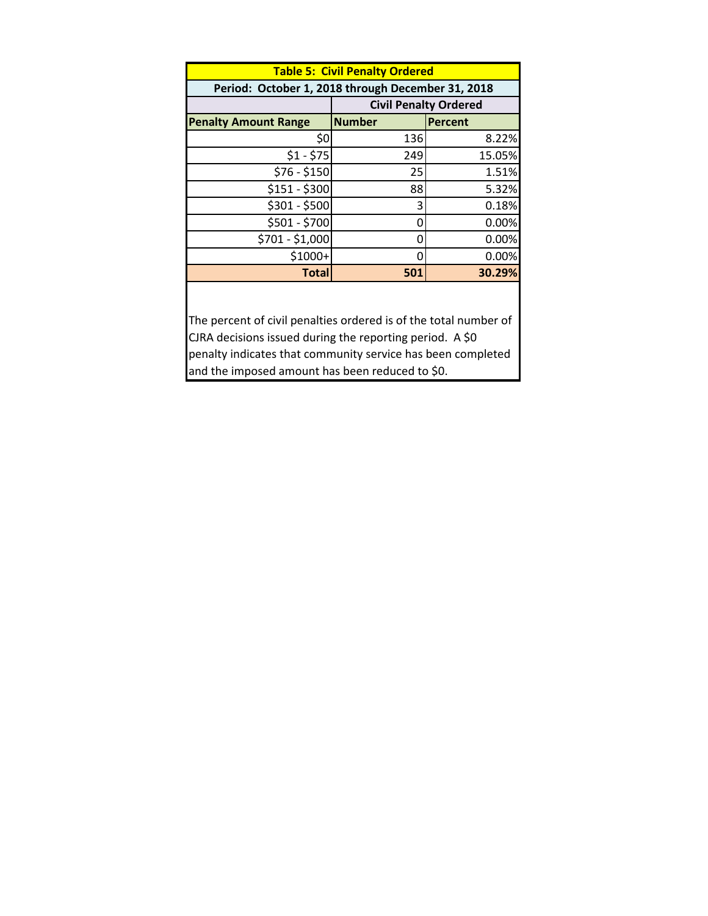| Table 5: Civil Penalty Ordered | | |
|---|---|---|
| Period: October 1, 2018 through December 31, 2018 | | |
| | Civil Penalty Ordered | |
| **Penalty Amount Range** | **Number** | **Percent** |
| $0 | 136 | 8.22% |
| $1 - $75 | 249 | 15.05% |
| $76 - $150 | 25 | 1.51% |
| $151 - $300 | 88 | 5.32% |
| $301 - $500 | 3 | 0.18% |
| $501 - $700 | 0 | 0.00% |
| $701 - $1,000 | 0 | 0.00% |
| $1000+ | 0 | 0.00% |
| **Total** | **501** | **30.29%** |

The percent of civil penalties ordered is of the total number of CJRA decisions issued during the reporting period. A $0 penalty indicates that community service has been completed and the imposed amount has been reduced to $0.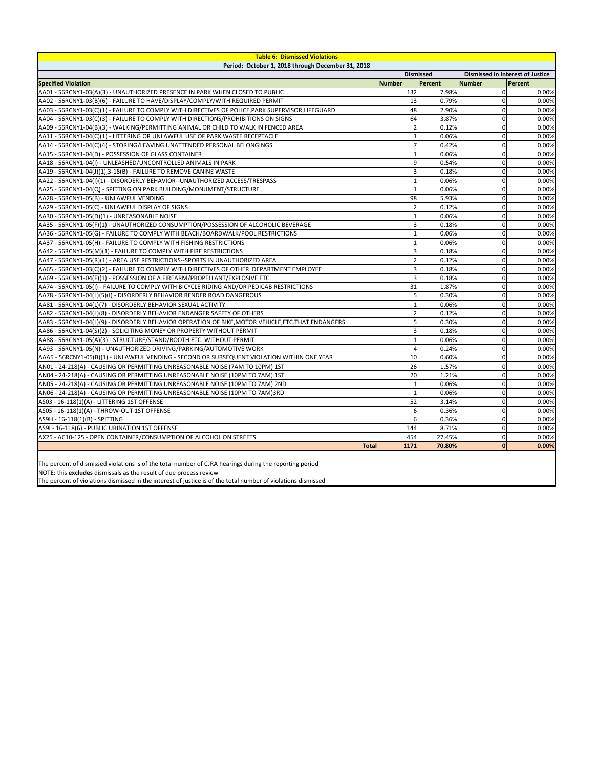**Table 6: Dismissed Violations**

Period: October 1, 2018 through December 31, 2018

| Specified Violation | Dismissed | | Dismissed in Interest of Justice | |
|---|---|---|---|---|
| | Number | Percent | Number | Percent |
| AA01 - 56RCNY1-03(A)(3) - UNAUTHORIZED PRESENCE IN PARK WHEN CLOSED TO PUBLIC | 132 | 7.98% | 0 | 0.00% |
| AA02 - 56RCNY1-03(B)(6) - FAILURE TO HAVE/DISPLAY/COMPLY/WITH REQUIRED PERMIT | 13 | 0.79% | 0 | 0.00% |
| AA03 - 56RCNY1-03(C)(1) - FAILURE TO COMPLY WITH DIRECTIVES OF POLICE,PARK SUPERVISOR,LIFEGUARD | 48 | 2.90% | 0 | 0.00% |
| AA04 - 56RCNY1-03(C)(3) - FAILURE TO COMPLY WITH DIRECTIONS/PROHIBITIONS ON SIGNS | 64 | 3.87% | 0 | 0.00% |
| AA09 - 56RCNY1-04(B)(3) - WALKING/PERMITTING ANIMAL OR CHILD TO WALK IN FENCED AREA | 2 | 0.12% | 0 | 0.00% |
| AA11 - 56RCNY1-04(C)(1) - LITTERING OR UNLAWFUL USE OF PARK WASTE RECEPTACLE | 1 | 0.06% | 0 | 0.00% |
| AA14 - 56RCNY1-04(C)(4) - STORING/LEAVING UNATTENDED PERSONAL BELONGINGS | 7 | 0.42% | 0 | 0.00% |
| AA15 - 56RCNY1-04(D) - POSSESSION OF GLASS CONTAINER | 1 | 0.06% | 0 | 0.00% |
| AA18 - 56RCNY1-04(I) - UNLEASHED/UNCONTROLLED ANIMALS IN PARK | 9 | 0.54% | 0 | 0.00% |
| AA19 - 56RCNY1-04(J)(1),3-18(B) - FAILURE TO REMOVE CANINE WASTE | 3 | 0.18% | 0 | 0.00% |
| AA22 - 56RCNY1-04(I)(1) - DISORDERLY BEHAVIOR--UNAUTHORIZED ACCESS/TRESPASS | 1 | 0.06% | 0 | 0.00% |
| AA25 - 56RCNY1-04(Q) - SPITTING ON PARK BUILDING/MONUMENT/STRUCTURE | 1 | 0.06% | 0 | 0.00% |
| AA28 - 56RCNY1-05(B) - UNLAWFUL VENDING | 98 | 5.93% | 0 | 0.00% |
| AA29 - 56RCNY1-05(C) - UNLAWFUL DISPLAY OF SIGNS | 2 | 0.12% | 0 | 0.00% |
| AA30 - 56RCNY1-05(D)(1) - UNREASONABLE NOISE | 1 | 0.06% | 0 | 0.00% |
| AA35 - 56RCNY1-05(F)(1) - UNAUTHORIZED CONSUMPTION/POSSESSION OF ALCOHOLIC BEVERAGE | 3 | 0.18% | 0 | 0.00% |
| AA36 - 56RCNY1-05(G) - FAILURE TO COMPLY WITH BEACH/BOARDWALK/POOL RESTRICTIONS | 1 | 0.06% | 0 | 0.00% |
| AA37 - 56RCNY1-05(H) - FAILURE TO COMPLY WITH FISHING RESTRICTIONS | 1 | 0.06% | 0 | 0.00% |
| AA42 - 56RCNY1-05(M)(1) - FAILURE TO COMPLY WITH FIRE RESTRICTIONS | 3 | 0.18% | 0 | 0.00% |
| AA47 - 56RCNY1-05(R)(1) - AREA USE RESTRICTIONS--SPORTS IN UNAUTHORIZED AREA | 2 | 0.12% | 0 | 0.00% |
| AA65 - 56RCNY1-03(C)(2) - FAILURE TO COMPLY WITH DIRECTIVES OF OTHER DEPARTMENT EMPLOYEE | 3 | 0.18% | 0 | 0.00% |
| AA69 - 56RCNY1-04(F)(1) - POSSESSION OF A FIREARM/PROPELLANT/EXPLOSIVE ETC. | 3 | 0.18% | 0 | 0.00% |
| AA74 - 56RCNY1-05(I) - FAILURE TO COMPLY WITH BICYCLE RIDING AND/OR PEDICAB RESTRICTIONS | 31 | 1.87% | 0 | 0.00% |
| AA78 - 56RCNY1-04(L)(5)(I) - DISORDERLY BEHAVIOR RENDER ROAD DANGEROUS | 5 | 0.30% | 0 | 0.00% |
| AA81 - 56RCNY1-04(L)(7) - DISORDERLY BEHAVIOR SEXUAL ACTIVITY | 1 | 0.06% | 0 | 0.00% |
| AA82 - 56RCNY1-04(L)(8) - DISORDERLY BEHAVIOR ENDANGER SAFETY OF OTHERS | 2 | 0.12% | 0 | 0.00% |
| AA83 - 56RCNY1-04(L)(9) - DISORDERLY BEHAVIOR OPERATION OF BIKE,MOTOR VEHICLE,ETC.THAT ENDANGERS | 5 | 0.30% | 0 | 0.00% |
| AA86 - 56RCNY1-04(S)(2) - SOLICITING MONEY OR PROPERTY WITHOUT PERMIT | 3 | 0.18% | 0 | 0.00% |
| AA88 - 56RCNY1-05(A)(3) - STRUCTURE/STAND/BOOTH ETC. WITHOUT PERMIT | 1 | 0.06% | 0 | 0.00% |
| AA93 - 56RCNY1-05(N) - UNAUTHORIZED DRIVING/PARKING/AUTOMOTIVE WORK | 4 | 0.24% | 0 | 0.00% |
| AAA5 - 56RCNY1-05(B)(1) - UNLAWFUL VENDING - SECOND OR SUBSEQUENT VIOLATION WITHIN ONE YEAR | 10 | 0.60% | 0 | 0.00% |
| AN01 - 24-218(A) - CAUSING OR PERMITTING UNREASONABLE NOISE (7AM TO 10PM) 1ST | 26 | 1.57% | 0 | 0.00% |
| AN04 - 24-218(A) - CAUSING OR PERMITTING UNREASONABLE NOISE (10PM TO 7AM) 1ST | 20 | 1.21% | 0 | 0.00% |
| AN05 - 24-218(A) - CAUSING OR PERMITTING UNREASONABLE NOISE (10PM TO 7AM) 2ND | 1 | 0.06% | 0 | 0.00% |
| AN06 - 24-218(A) - CAUSING OR PERMITTING UNREASONABLE NOISE (10PM TO 7AM)3RD | 1 | 0.06% | 0 | 0.00% |
| AS03 - 16-118(1)(A) - LITTERING 1ST OFFENSE | 52 | 3.14% | 0 | 0.00% |
| AS05 - 16-118(1)(A) - THROW-OUT 1ST OFFENSE | 6 | 0.36% | 0 | 0.00% |
| AS9H - 16-118(1)(B) - SPITTING | 6 | 0.36% | 0 | 0.00% |
| AS9I - 16-118(6) - PUBLIC URINATION 1ST OFFENSE | 144 | 8.71% | 0 | 0.00% |
| AX25 - AC10-125 - OPEN CONTAINER/CONSUMPTION OF ALCOHOL ON STREETS | 454 | 27.45% | 0 | 0.00% |
| **Total** | **1171** | **70.80%** | **0** | **0.00%** |

The percent of dismissed violations is of the total number of CJRA hearings during the reporting period

NOTE: this **excludes** dismissals as the result of due process review

The percent of violations dismissed in the interest of justice is of the total number of violations dismissed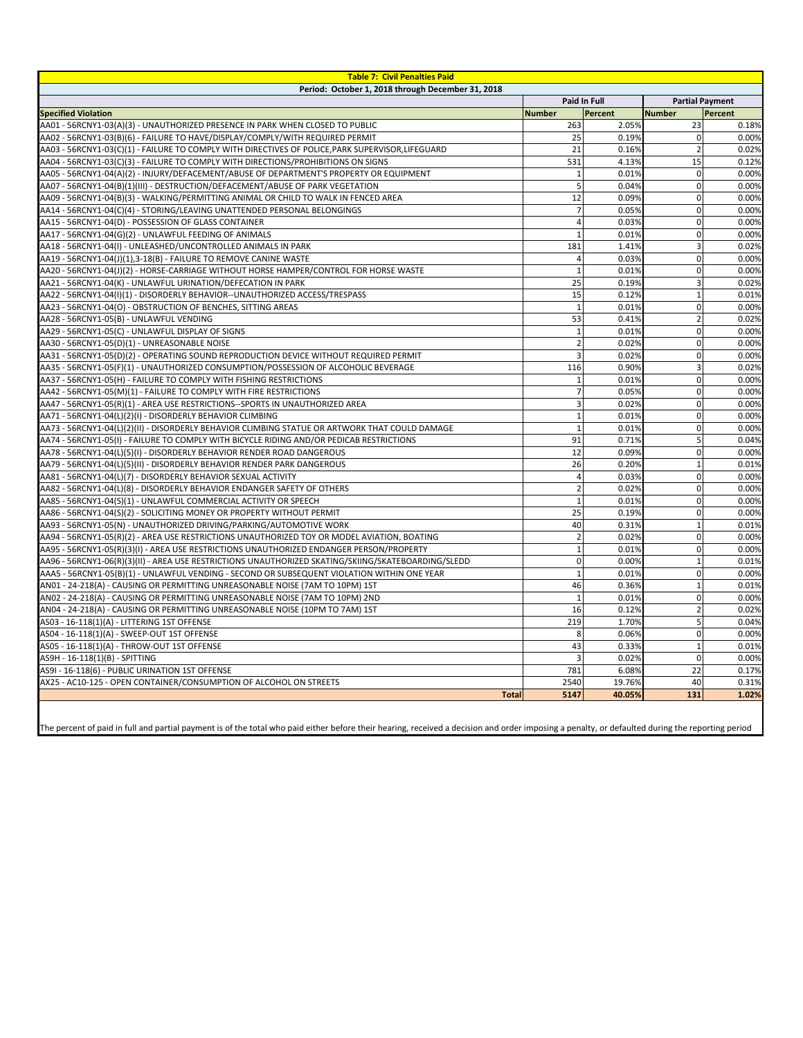**Table 7: Civil Penalties Paid**

**Period: October 1, 2018 through December 31, 2018**

| | Paid In Full | | Partial Payment | |
|---|---|---|---|---|
| **Specified Violation** | **Number** | **Percent** | **Number** | **Percent** |
| AA01 - 56RCNY1-03(A)(3) - UNAUTHORIZED PRESENCE IN PARK WHEN CLOSED TO PUBLIC | 263 | 2.05% | 23 | 0.18% |
| AA02 - 56RCNY1-03(B)(6) - FAILURE TO HAVE/DISPLAY/COMPLY/WITH REQUIRED PERMIT | 25 | 0.19% | 0 | 0.00% |
| AA03 - 56RCNY1-03(C)(1) - FAILURE TO COMPLY WITH DIRECTIVES OF POLICE,PARK SUPERVISOR,LIFEGUARD | 21 | 0.16% | 2 | 0.02% |
| AA04 - 56RCNY1-03(C)(3) - FAILURE TO COMPLY WITH DIRECTIONS/PROHIBITIONS ON SIGNS | 531 | 4.13% | 15 | 0.12% |
| AA05 - 56RCNY1-04(A)(2) - INJURY/DEFACEMENT/ABUSE OF DEPARTMENT'S PROPERTY OR EQUIPMENT | 1 | 0.01% | 0 | 0.00% |
| AA07 - 56RCNY1-04(B)(1)(III) - DESTRUCTION/DEFACEMENT/ABUSE OF PARK VEGETATION | 5 | 0.04% | 0 | 0.00% |
| AA09 - 56RCNY1-04(B)(3) - WALKING/PERMITTING ANIMAL OR CHILD TO WALK IN FENCED AREA | 12 | 0.09% | 0 | 0.00% |
| AA14 - 56RCNY1-04(C)(4) - STORING/LEAVING UNATTENDED PERSONAL BELONGINGS | 7 | 0.05% | 0 | 0.00% |
| AA15 - 56RCNY1-04(D) - POSSESSION OF GLASS CONTAINER | 4 | 0.03% | 0 | 0.00% |
| AA17 - 56RCNY1-04(G)(2) - UNLAWFUL FEEDING OF ANIMALS | 1 | 0.01% | 0 | 0.00% |
| AA18 - 56RCNY1-04(I) - UNLEASHED/UNCONTROLLED ANIMALS IN PARK | 181 | 1.41% | 3 | 0.02% |
| AA19 - 56RCNY1-04(J)(1),3-18(B) - FAILURE TO REMOVE CANINE WASTE | 4 | 0.03% | 0 | 0.00% |
| AA20 - 56RCNY1-04(J)(2) - HORSE-CARRIAGE WITHOUT HORSE HAMPER/CONTROL FOR HORSE WASTE | 1 | 0.01% | 0 | 0.00% |
| AA21 - 56RCNY1-04(K) - UNLAWFUL URINATION/DEFECATION IN PARK | 25 | 0.19% | 3 | 0.02% |
| AA22 - 56RCNY1-04(I)(1) - DISORDERLY BEHAVIOR--UNAUTHORIZED ACCESS/TRESPASS | 15 | 0.12% | 1 | 0.01% |
| AA23 - 56RCNY1-04(O) - OBSTRUCTION OF BENCHES, SITTING AREAS | 1 | 0.01% | 0 | 0.00% |
| AA28 - 56RCNY1-05(B) - UNLAWFUL VENDING | 53 | 0.41% | 2 | 0.02% |
| AA29 - 56RCNY1-05(C) - UNLAWFUL DISPLAY OF SIGNS | 1 | 0.01% | 0 | 0.00% |
| AA30 - 56RCNY1-05(D)(1) - UNREASONABLE NOISE | 2 | 0.02% | 0 | 0.00% |
| AA31 - 56RCNY1-05(D)(2) - OPERATING SOUND REPRODUCTION DEVICE WITHOUT REQUIRED PERMIT | 3 | 0.02% | 0 | 0.00% |
| AA35 - 56RCNY1-05(F)(1) - UNAUTHORIZED CONSUMPTION/POSSESSION OF ALCOHOLIC BEVERAGE | 116 | 0.90% | 3 | 0.02% |
| AA37 - 56RCNY1-05(H) - FAILURE TO COMPLY WITH FISHING RESTRICTIONS | 1 | 0.01% | 0 | 0.00% |
| AA42 - 56RCNY1-05(M)(1) - FAILURE TO COMPLY WITH FIRE RESTRICTIONS | 7 | 0.05% | 0 | 0.00% |
| AA47 - 56RCNY1-05(R)(1) - AREA USE RESTRICTIONS--SPORTS IN UNAUTHORIZED AREA | 3 | 0.02% | 0 | 0.00% |
| AA71 - 56RCNY1-04(L)(2)(I) - DISORDERLY BEHAVIOR CLIMBING | 1 | 0.01% | 0 | 0.00% |
| AA73 - 56RCNY1-04(L)(2)(II) - DISORDERLY BEHAVIOR CLIMBING STATUE OR ARTWORK THAT COULD DAMAGE | 1 | 0.01% | 0 | 0.00% |
| AA74 - 56RCNY1-05(I) - FAILURE TO COMPLY WITH BICYCLE RIDING AND/OR PEDICAB RESTRICTIONS | 91 | 0.71% | 5 | 0.04% |
| AA78 - 56RCNY1-04(L)(5)(I) - DISORDERLY BEHAVIOR RENDER ROAD DANGEROUS | 12 | 0.09% | 0 | 0.00% |
| AA79 - 56RCNY1-04(L)(5)(II) - DISORDERLY BEHAVIOR RENDER PARK DANGEROUS | 26 | 0.20% | 1 | 0.01% |
| AA81 - 56RCNY1-04(L)(7) - DISORDERLY BEHAVIOR SEXUAL ACTIVITY | 4 | 0.03% | 0 | 0.00% |
| AA82 - 56RCNY1-04(L)(8) - DISORDERLY BEHAVIOR ENDANGER SAFETY OF OTHERS | 2 | 0.02% | 0 | 0.00% |
| AA85 - 56RCNY1-04(S)(1) - UNLAWFUL COMMERCIAL ACTIVITY OR SPEECH | 1 | 0.01% | 0 | 0.00% |
| AA86 - 56RCNY1-04(S)(2) - SOLICITING MONEY OR PROPERTY WITHOUT PERMIT | 25 | 0.19% | 0 | 0.00% |
| AA93 - 56RCNY1-05(N) - UNAUTHORIZED DRIVING/PARKING/AUTOMOTIVE WORK | 40 | 0.31% | 1 | 0.01% |
| AA94 - 56RCNY1-05(R)(2) - AREA USE RESTRICTIONS UNAUTHORIZED TOY OR MODEL AVIATION, BOATING | 2 | 0.02% | 0 | 0.00% |
| AA95 - 56RCNY1-05(R)(3)(I) - AREA USE RESTRICTIONS UNAUTHORIZED ENDANGER PERSON/PROPERTY | 1 | 0.01% | 0 | 0.00% |
| AA96 - 56RCNY1-06(R)(3)(II) - AREA USE RESTRICTIONS UNAUTHORIZED SKATING/SKIING/SKATEBOARDING/SLED | 0 | 0.00% | 1 | 0.01% |
| AAA5 - 56RCNY1-05(B)(1) - UNLAWFUL VENDING - SECOND OR SUBSEQUENT VIOLATION WITHIN ONE YEAR | 1 | 0.01% | 0 | 0.00% |
| AN01 - 24-218(A) - CAUSING OR PERMITTING UNREASONABLE NOISE (7AM TO 10PM) 1ST | 46 | 0.36% | 1 | 0.01% |
| AN02 - 24-218(A) - CAUSING OR PERMITTING UNREASONABLE NOISE (7AM TO 10PM) 2ND | 1 | 0.01% | 0 | 0.00% |
| AN04 - 24-218(A) - CAUSING OR PERMITTING UNREASONABLE NOISE (10PM TO 7AM) 1ST | 16 | 0.12% | 2 | 0.02% |
| AS03 - 16-118(1)(A) - LITTERING 1ST OFFENSE | 219 | 1.70% | 5 | 0.04% |
| AS04 - 16-118(1)(A) - SWEEP-OUT 1ST OFFENSE | 8 | 0.06% | 0 | 0.00% |
| AS05 - 16-118(1)(A) - THROW-OUT 1ST OFFENSE | 43 | 0.33% | 1 | 0.01% |
| AS9H - 16-118(1)(B) - SPITTING | 3 | 0.02% | 0 | 0.00% |
| AS9I - 16-118(6) - PUBLIC URINATION 1ST OFFENSE | 781 | 6.08% | 22 | 0.17% |
| AX25 - AC10-125 - OPEN CONTAINER/CONSUMPTION OF ALCOHOL ON STREETS | 2540 | 19.76% | 40 | 0.31% |
| **Total** | **5147** | **40.05%** | **131** | **1.02%** |

The percent of paid in full and partial payment is of the total who paid either before their hearing, received a decision and order imposing a penalty, or defaulted during the reporting period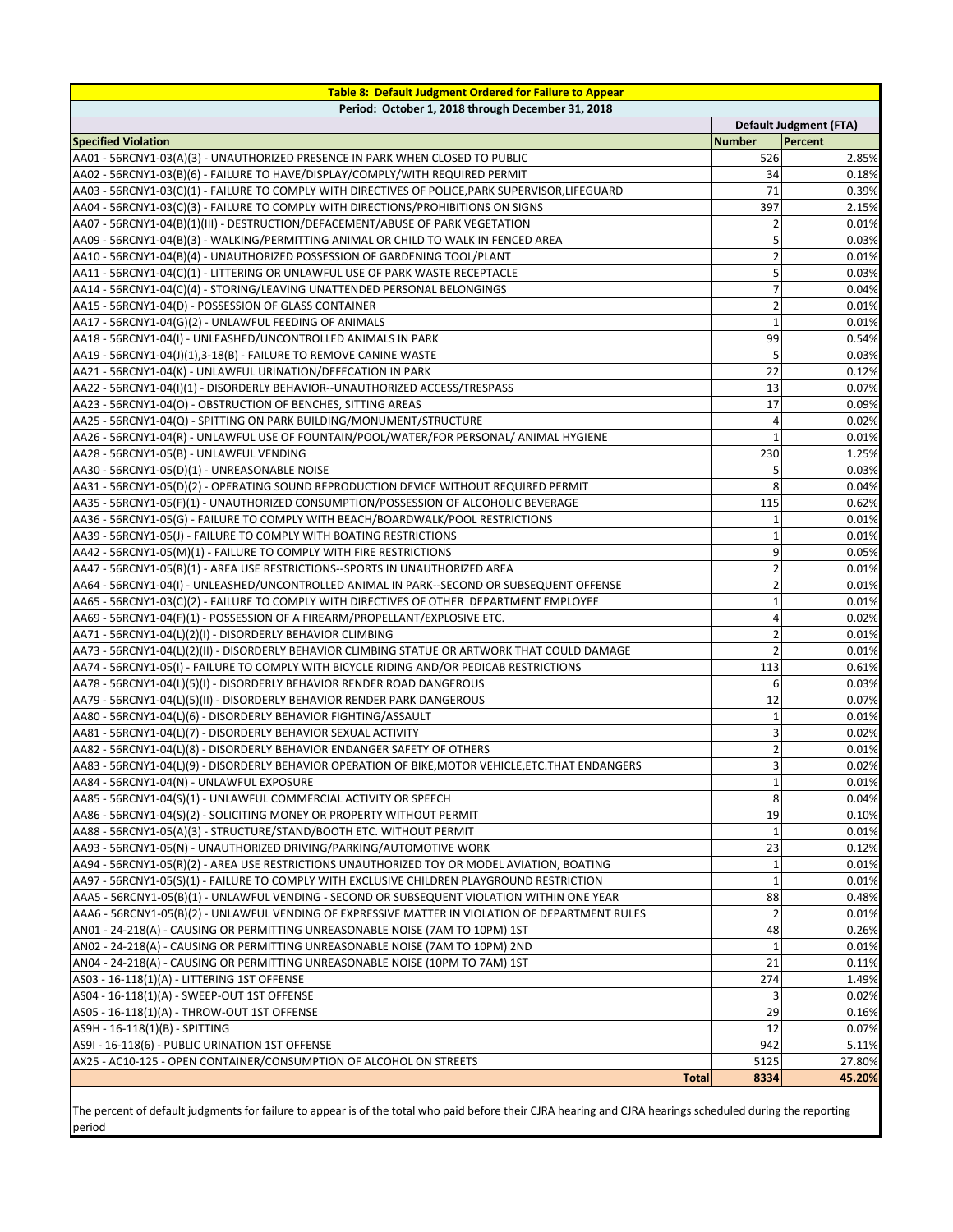| Table 8: Default Judgment Ordered for Failure to Appear | | |
|---|---|---|
| Period: October 1, 2018 through December 31, 2018 | | |
| | Default Judgment (FTA) | |
| **Specified Violation** | **Number** | **Percent** |
| AA01 - 56RCNY1-03(A)(3) - UNAUTHORIZED PRESENCE IN PARK WHEN CLOSED TO PUBLIC | 526 | 2.85% |
| AA02 - 56RCNY1-03(B)(6) - FAILURE TO HAVE/DISPLAY/COMPLY/WITH REQUIRED PERMIT | 34 | 0.18% |
| AA03 - 56RCNY1-03(C)(1) - FAILURE TO COMPLY WITH DIRECTIVES OF POLICE,PARK SUPERVISOR,LIFEGUARD | 71 | 0.39% |
| AA04 - 56RCNY1-03(C)(3) - FAILURE TO COMPLY WITH DIRECTIONS/PROHIBITIONS ON SIGNS | 397 | 2.15% |
| AA07 - 56RCNY1-04(B)(1)(III) - DESTRUCTION/DEFACEMENT/ABUSE OF PARK VEGETATION | 2 | 0.01% |
| AA09 - 56RCNY1-04(B)(3) - WALKING/PERMITTING ANIMAL OR CHILD TO WALK IN FENCED AREA | 5 | 0.03% |
| AA10 - 56RCNY1-04(B)(4) - UNAUTHORIZED POSSESSION OF GARDENING TOOL/PLANT | 2 | 0.01% |
| AA11 - 56RCNY1-04(C)(1) - LITTERING OR UNLAWFUL USE OF PARK WASTE RECEPTACLE | 5 | 0.03% |
| AA14 - 56RCNY1-04(C)(4) - STORING/LEAVING UNATTENDED PERSONAL BELONGINGS | 7 | 0.04% |
| AA15 - 56RCNY1-04(D) - POSSESSION OF GLASS CONTAINER | 2 | 0.01% |
| AA17 - 56RCNY1-04(G)(2) - UNLAWFUL FEEDING OF ANIMALS | 1 | 0.01% |
| AA18 - 56RCNY1-04(I) - UNLEASHED/UNCONTROLLED ANIMALS IN PARK | 99 | 0.54% |
| AA19 - 56RCNY1-04(J)(1),3-18(B) - FAILURE TO REMOVE CANINE WASTE | 5 | 0.03% |
| AA21 - 56RCNY1-04(K) - UNLAWFUL URINATION/DEFECATION IN PARK | 22 | 0.12% |
| AA22 - 56RCNY1-04(l)(1) - DISORDERLY BEHAVIOR--UNAUTHORIZED ACCESS/TRESPASS | 13 | 0.07% |
| AA23 - 56RCNY1-04(O) - OBSTRUCTION OF BENCHES, SITTING AREAS | 17 | 0.09% |
| AA25 - 56RCNY1-04(Q) - SPITTING ON PARK BUILDING/MONUMENT/STRUCTURE | 4 | 0.02% |
| AA26 - 56RCNY1-04(R) - UNLAWFUL USE OF FOUNTAIN/POOL/WATER/FOR PERSONAL/ ANIMAL HYGIENE | 1 | 0.01% |
| AA28 - 56RCNY1-05(B) - UNLAWFUL VENDING | 230 | 1.25% |
| AA30 - 56RCNY1-05(D)(1) - UNREASONABLE NOISE | 5 | 0.03% |
| AA31 - 56RCNY1-05(D)(2) - OPERATING SOUND REPRODUCTION DEVICE WITHOUT REQUIRED PERMIT | 8 | 0.04% |
| AA35 - 56RCNY1-05(F)(1) - UNAUTHORIZED CONSUMPTION/POSSESSION OF ALCOHOLIC BEVERAGE | 115 | 0.62% |
| AA36 - 56RCNY1-05(G) - FAILURE TO COMPLY WITH BEACH/BOARDWALK/POOL RESTRICTIONS | 1 | 0.01% |
| AA39 - 56RCNY1-05(J) - FAILURE TO COMPLY WITH BOATING RESTRICTIONS | 1 | 0.01% |
| AA42 - 56RCNY1-05(M)(1) - FAILURE TO COMPLY WITH FIRE RESTRICTIONS | 9 | 0.05% |
| AA47 - 56RCNY1-05(R)(1) - AREA USE RESTRICTIONS--SPORTS IN UNAUTHORIZED AREA | 2 | 0.01% |
| AA64 - 56RCNY1-04(I) - UNLEASHED/UNCONTROLLED ANIMAL IN PARK--SECOND OR SUBSEQUENT OFFENSE | 2 | 0.01% |
| AA65 - 56RCNY1-03(C)(2) - FAILURE TO COMPLY WITH DIRECTIVES OF OTHER DEPARTMENT EMPLOYEE | 1 | 0.01% |
| AA69 - 56RCNY1-04(F)(1) - POSSESSION OF A FIREARM/PROPELLANT/EXPLOSIVE ETC. | 4 | 0.02% |
| AA71 - 56RCNY1-04(L)(2)(I) - DISORDERLY BEHAVIOR CLIMBING | 2 | 0.01% |
| AA73 - 56RCNY1-04(L)(2)(II) - DISORDERLY BEHAVIOR CLIMBING STATUE OR ARTWORK THAT COULD DAMAGE | 2 | 0.01% |
| AA74 - 56RCNY1-05(I) - FAILURE TO COMPLY WITH BICYCLE RIDING AND/OR PEDICAB RESTRICTIONS | 113 | 0.61% |
| AA78 - 56RCNY1-04(L)(5)(I) - DISORDERLY BEHAVIOR RENDER ROAD DANGEROUS | 6 | 0.03% |
| AA79 - 56RCNY1-04(L)(5)(II) - DISORDERLY BEHAVIOR RENDER PARK DANGEROUS | 12 | 0.07% |
| AA80 - 56RCNY1-04(L)(6) - DISORDERLY BEHAVIOR FIGHTING/ASSAULT | 1 | 0.01% |
| AA81 - 56RCNY1-04(L)(7) - DISORDERLY BEHAVIOR SEXUAL ACTIVITY | 3 | 0.02% |
| AA82 - 56RCNY1-04(L)(8) - DISORDERLY BEHAVIOR ENDANGER SAFETY OF OTHERS | 2 | 0.01% |
| AA83 - 56RCNY1-04(L)(9) - DISORDERLY BEHAVIOR OPERATION OF BIKE,MOTOR VEHICLE,ETC.THAT ENDANGERS | 3 | 0.02% |
| AA84 - 56RCNY1-04(N) - UNLAWFUL EXPOSURE | 1 | 0.01% |
| AA85 - 56RCNY1-04(S)(1) - UNLAWFUL COMMERCIAL ACTIVITY OR SPEECH | 8 | 0.04% |
| AA86 - 56RCNY1-04(S)(2) - SOLICITING MONEY OR PROPERTY WITHOUT PERMIT | 19 | 0.10% |
| AA88 - 56RCNY1-05(A)(3) - STRUCTURE/STAND/BOOTH ETC. WITHOUT PERMIT | 1 | 0.01% |
| AA93 - 56RCNY1-05(N) - UNAUTHORIZED DRIVING/PARKING/AUTOMOTIVE WORK | 23 | 0.12% |
| AA94 - 56RCNY1-05(R)(2) - AREA USE RESTRICTIONS UNAUTHORIZED TOY OR MODEL AVIATION, BOATING | 1 | 0.01% |
| AA97 - 56RCNY1-05(S)(1) - FAILURE TO COMPLY WITH EXCLUSIVE CHILDREN PLAYGROUND RESTRICTION | 1 | 0.01% |
| AAA5 - 56RCNY1-05(B)(1) - UNLAWFUL VENDING - SECOND OR SUBSEQUENT VIOLATION WITHIN ONE YEAR | 88 | 0.48% |
| AAA6 - 56RCNY1-05(B)(2) - UNLAWFUL VENDING OF EXPRESSIVE MATTER IN VIOLATION OF DEPARTMENT RULES | 2 | 0.01% |
| AN01 - 24-218(A) - CAUSING OR PERMITTING UNREASONABLE NOISE (7AM TO 10PM) 1ST | 48 | 0.26% |
| AN02 - 24-218(A) - CAUSING OR PERMITTING UNREASONABLE NOISE (7AM TO 10PM) 2ND | 1 | 0.01% |
| AN04 - 24-218(A) - CAUSING OR PERMITTING UNREASONABLE NOISE (10PM TO 7AM) 1ST | 21 | 0.11% |
| AS03 - 16-118(1)(A) - LITTERING 1ST OFFENSE | 274 | 1.49% |
| AS04 - 16-118(1)(A) - SWEEP-OUT 1ST OFFENSE | 3 | 0.02% |
| AS05 - 16-118(1)(A) - THROW-OUT 1ST OFFENSE | 29 | 0.16% |
| AS9H - 16-118(1)(B) - SPITTING | 12 | 0.07% |
| AS9I - 16-118(6) - PUBLIC URINATION 1ST OFFENSE | 942 | 5.11% |
| AX25 - AC10-125 - OPEN CONTAINER/CONSUMPTION OF ALCOHOL ON STREETS | 5125 | 27.80% |
| **Total** | **8334** | **45.20%** |

The percent of default judgments for failure to appear is of the total who paid before their CJRA hearing and CJRA hearings scheduled during the reporting period